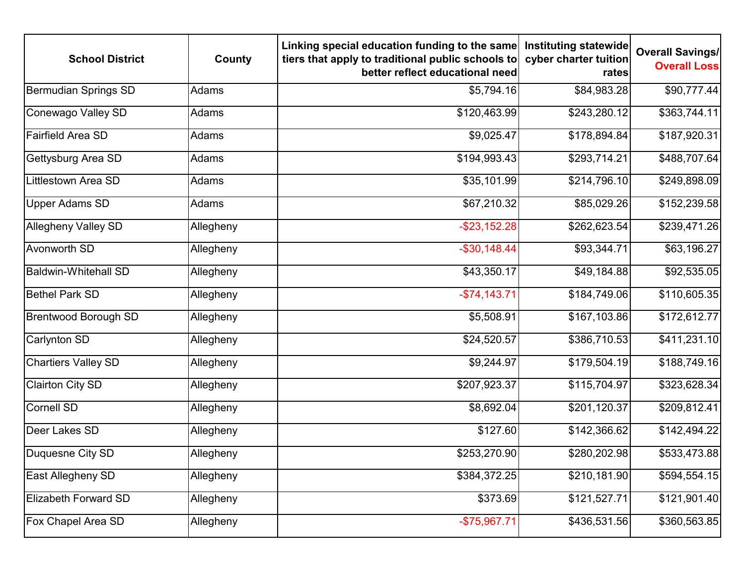| School District | County | Linking special education funding to the same tiers that apply to traditional public schools to better reflect educational need | Instituting statewide cyber charter tuition rates | Overall Savings/ Overall Loss |
|---|---|---|---|---|
| Bermudian Springs SD | Adams | $5,794.16 | $84,983.28 | $90,777.44 |
| Conewago Valley SD | Adams | $120,463.99 | $243,280.12 | $363,744.11 |
| Fairfield Area SD | Adams | $9,025.47 | $178,894.84 | $187,920.31 |
| Gettysburg Area SD | Adams | $194,993.43 | $293,714.21 | $488,707.64 |
| Littlestown Area SD | Adams | $35,101.99 | $214,796.10 | $249,898.09 |
| Upper Adams SD | Adams | $67,210.32 | $85,029.26 | $152,239.58 |
| Allegheny Valley SD | Allegheny | -$23,152.28 | $262,623.54 | $239,471.26 |
| Avonworth SD | Allegheny | -$30,148.44 | $93,344.71 | $63,196.27 |
| Baldwin-Whitehall SD | Allegheny | $43,350.17 | $49,184.88 | $92,535.05 |
| Bethel Park SD | Allegheny | -$74,143.71 | $184,749.06 | $110,605.35 |
| Brentwood Borough SD | Allegheny | $5,508.91 | $167,103.86 | $172,612.77 |
| Carlynton SD | Allegheny | $24,520.57 | $386,710.53 | $411,231.10 |
| Chartiers Valley SD | Allegheny | $9,244.97 | $179,504.19 | $188,749.16 |
| Clairton City SD | Allegheny | $207,923.37 | $115,704.97 | $323,628.34 |
| Cornell SD | Allegheny | $8,692.04 | $201,120.37 | $209,812.41 |
| Deer Lakes SD | Allegheny | $127.60 | $142,366.62 | $142,494.22 |
| Duquesne City SD | Allegheny | $253,270.90 | $280,202.98 | $533,473.88 |
| East Allegheny SD | Allegheny | $384,372.25 | $210,181.90 | $594,554.15 |
| Elizabeth Forward SD | Allegheny | $373.69 | $121,527.71 | $121,901.40 |
| Fox Chapel Area SD | Allegheny | -$75,967.71 | $436,531.56 | $360,563.85 |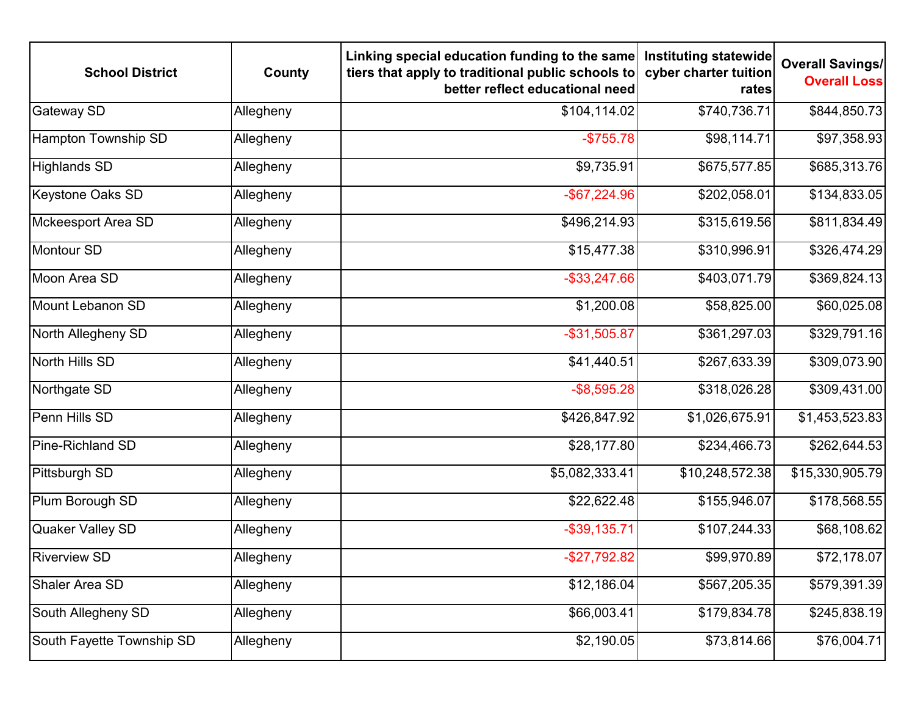| School District | County | Linking special education funding to the same tiers that apply to traditional public schools to better reflect educational need | Instituting statewide cyber charter tuition rates | Overall Savings/ Overall Loss |
|---|---|---|---|---|
| Gateway SD | Allegheny | $104,114.02 | $740,736.71 | $844,850.73 |
| Hampton Township SD | Allegheny | -$755.78 | $98,114.71 | $97,358.93 |
| Highlands SD | Allegheny | $9,735.91 | $675,577.85 | $685,313.76 |
| Keystone Oaks SD | Allegheny | -$67,224.96 | $202,058.01 | $134,833.05 |
| Mckeesport Area SD | Allegheny | $496,214.93 | $315,619.56 | $811,834.49 |
| Montour SD | Allegheny | $15,477.38 | $310,996.91 | $326,474.29 |
| Moon Area SD | Allegheny | -$33,247.66 | $403,071.79 | $369,824.13 |
| Mount Lebanon SD | Allegheny | $1,200.08 | $58,825.00 | $60,025.08 |
| North Allegheny SD | Allegheny | -$31,505.87 | $361,297.03 | $329,791.16 |
| North Hills SD | Allegheny | $41,440.51 | $267,633.39 | $309,073.90 |
| Northgate SD | Allegheny | -$8,595.28 | $318,026.28 | $309,431.00 |
| Penn Hills SD | Allegheny | $426,847.92 | $1,026,675.91 | $1,453,523.83 |
| Pine-Richland SD | Allegheny | $28,177.80 | $234,466.73 | $262,644.53 |
| Pittsburgh SD | Allegheny | $5,082,333.41 | $10,248,572.38 | $15,330,905.79 |
| Plum Borough SD | Allegheny | $22,622.48 | $155,946.07 | $178,568.55 |
| Quaker Valley SD | Allegheny | -$39,135.71 | $107,244.33 | $68,108.62 |
| Riverview SD | Allegheny | -$27,792.82 | $99,970.89 | $72,178.07 |
| Shaler Area SD | Allegheny | $12,186.04 | $567,205.35 | $579,391.39 |
| South Allegheny SD | Allegheny | $66,003.41 | $179,834.78 | $245,838.19 |
| South Fayette Township SD | Allegheny | $2,190.05 | $73,814.66 | $76,004.71 |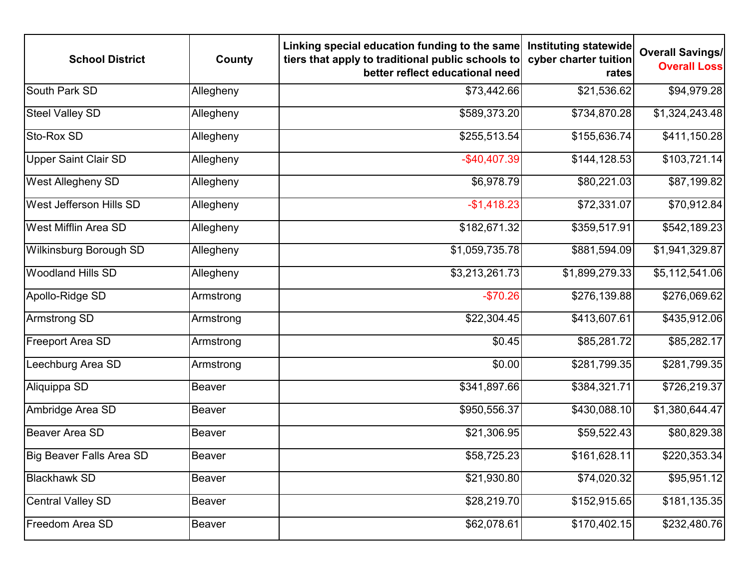| School District | County | Linking special education funding to the same tiers that apply to traditional public schools to better reflect educational need | Instituting statewide cyber charter tuition rates | Overall Savings/ Overall Loss |
|---|---|---|---|---|
| South Park SD | Allegheny | $73,442.66 | $21,536.62 | $94,979.28 |
| Steel Valley SD | Allegheny | $589,373.20 | $734,870.28 | $1,324,243.48 |
| Sto-Rox SD | Allegheny | $255,513.54 | $155,636.74 | $411,150.28 |
| Upper Saint Clair SD | Allegheny | -$40,407.39 | $144,128.53 | $103,721.14 |
| West Allegheny SD | Allegheny | $6,978.79 | $80,221.03 | $87,199.82 |
| West Jefferson Hills SD | Allegheny | -$1,418.23 | $72,331.07 | $70,912.84 |
| West Mifflin Area SD | Allegheny | $182,671.32 | $359,517.91 | $542,189.23 |
| Wilkinsburg Borough SD | Allegheny | $1,059,735.78 | $881,594.09 | $1,941,329.87 |
| Woodland Hills SD | Allegheny | $3,213,261.73 | $1,899,279.33 | $5,112,541.06 |
| Apollo-Ridge SD | Armstrong | -$70.26 | $276,139.88 | $276,069.62 |
| Armstrong SD | Armstrong | $22,304.45 | $413,607.61 | $435,912.06 |
| Freeport Area SD | Armstrong | $0.45 | $85,281.72 | $85,282.17 |
| Leechburg Area SD | Armstrong | $0.00 | $281,799.35 | $281,799.35 |
| Aliquippa SD | Beaver | $341,897.66 | $384,321.71 | $726,219.37 |
| Ambridge Area SD | Beaver | $950,556.37 | $430,088.10 | $1,380,644.47 |
| Beaver Area SD | Beaver | $21,306.95 | $59,522.43 | $80,829.38 |
| Big Beaver Falls Area SD | Beaver | $58,725.23 | $161,628.11 | $220,353.34 |
| Blackhawk SD | Beaver | $21,930.80 | $74,020.32 | $95,951.12 |
| Central Valley SD | Beaver | $28,219.70 | $152,915.65 | $181,135.35 |
| Freedom Area SD | Beaver | $62,078.61 | $170,402.15 | $232,480.76 |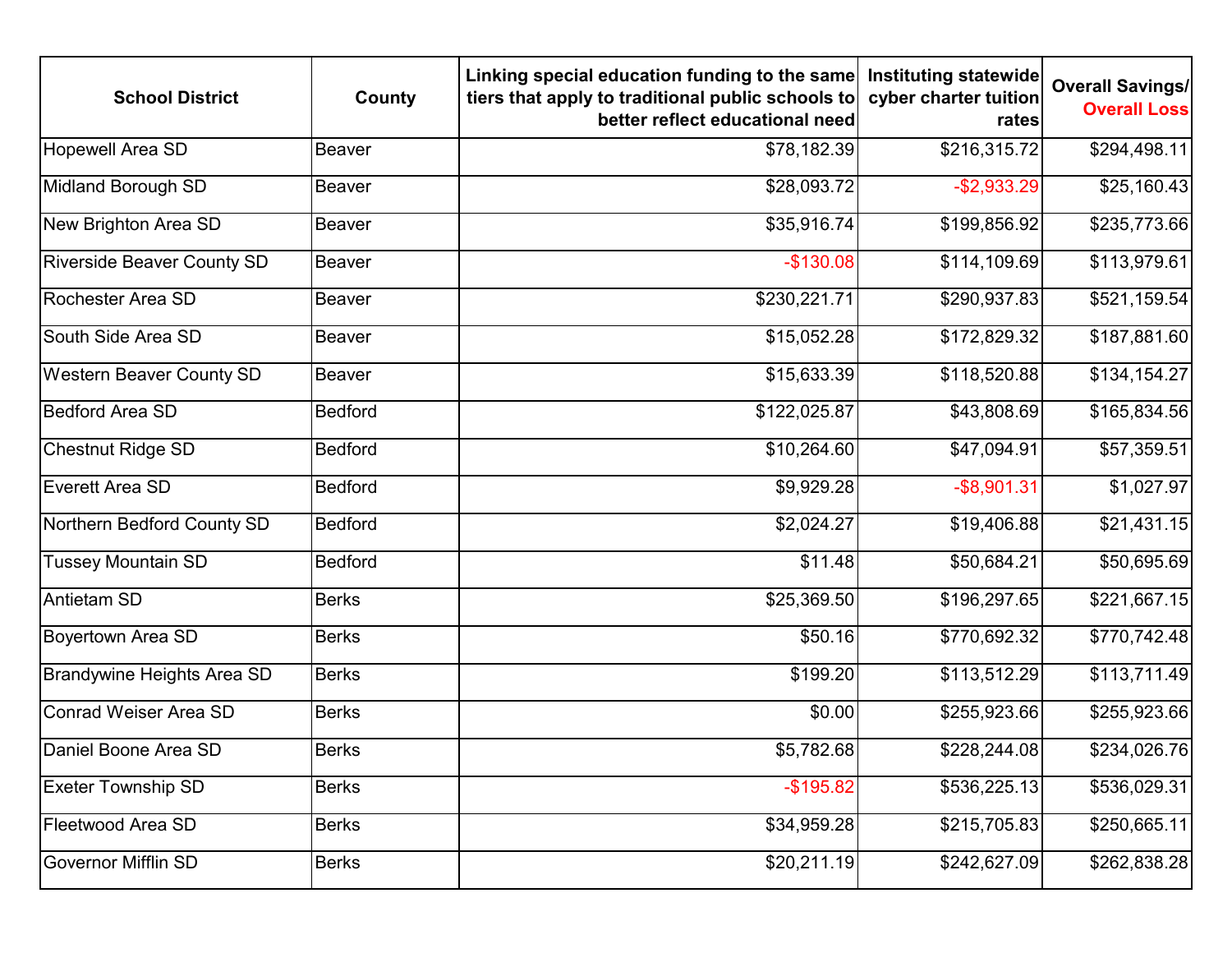| School District | County | Linking special education funding to the same tiers that apply to traditional public schools to better reflect educational need | Instituting statewide cyber charter tuition rates | Overall Savings/ Overall Loss |
|---|---|---|---|---|
| Hopewell Area SD | Beaver | $78,182.39 | $216,315.72 | $294,498.11 |
| Midland Borough SD | Beaver | $28,093.72 | -$2,933.29 | $25,160.43 |
| New Brighton Area SD | Beaver | $35,916.74 | $199,856.92 | $235,773.66 |
| Riverside Beaver County SD | Beaver | -$130.08 | $114,109.69 | $113,979.61 |
| Rochester Area SD | Beaver | $230,221.71 | $290,937.83 | $521,159.54 |
| South Side Area SD | Beaver | $15,052.28 | $172,829.32 | $187,881.60 |
| Western Beaver County SD | Beaver | $15,633.39 | $118,520.88 | $134,154.27 |
| Bedford Area SD | Bedford | $122,025.87 | $43,808.69 | $165,834.56 |
| Chestnut Ridge SD | Bedford | $10,264.60 | $47,094.91 | $57,359.51 |
| Everett Area SD | Bedford | $9,929.28 | -$8,901.31 | $1,027.97 |
| Northern Bedford County SD | Bedford | $2,024.27 | $19,406.88 | $21,431.15 |
| Tussey Mountain SD | Bedford | $11.48 | $50,684.21 | $50,695.69 |
| Antietam SD | Berks | $25,369.50 | $196,297.65 | $221,667.15 |
| Boyertown Area SD | Berks | $50.16 | $770,692.32 | $770,742.48 |
| Brandywine Heights Area SD | Berks | $199.20 | $113,512.29 | $113,711.49 |
| Conrad Weiser Area SD | Berks | $0.00 | $255,923.66 | $255,923.66 |
| Daniel Boone Area SD | Berks | $5,782.68 | $228,244.08 | $234,026.76 |
| Exeter Township SD | Berks | -$195.82 | $536,225.13 | $536,029.31 |
| Fleetwood Area SD | Berks | $34,959.28 | $215,705.83 | $250,665.11 |
| Governor Mifflin SD | Berks | $20,211.19 | $242,627.09 | $262,838.28 |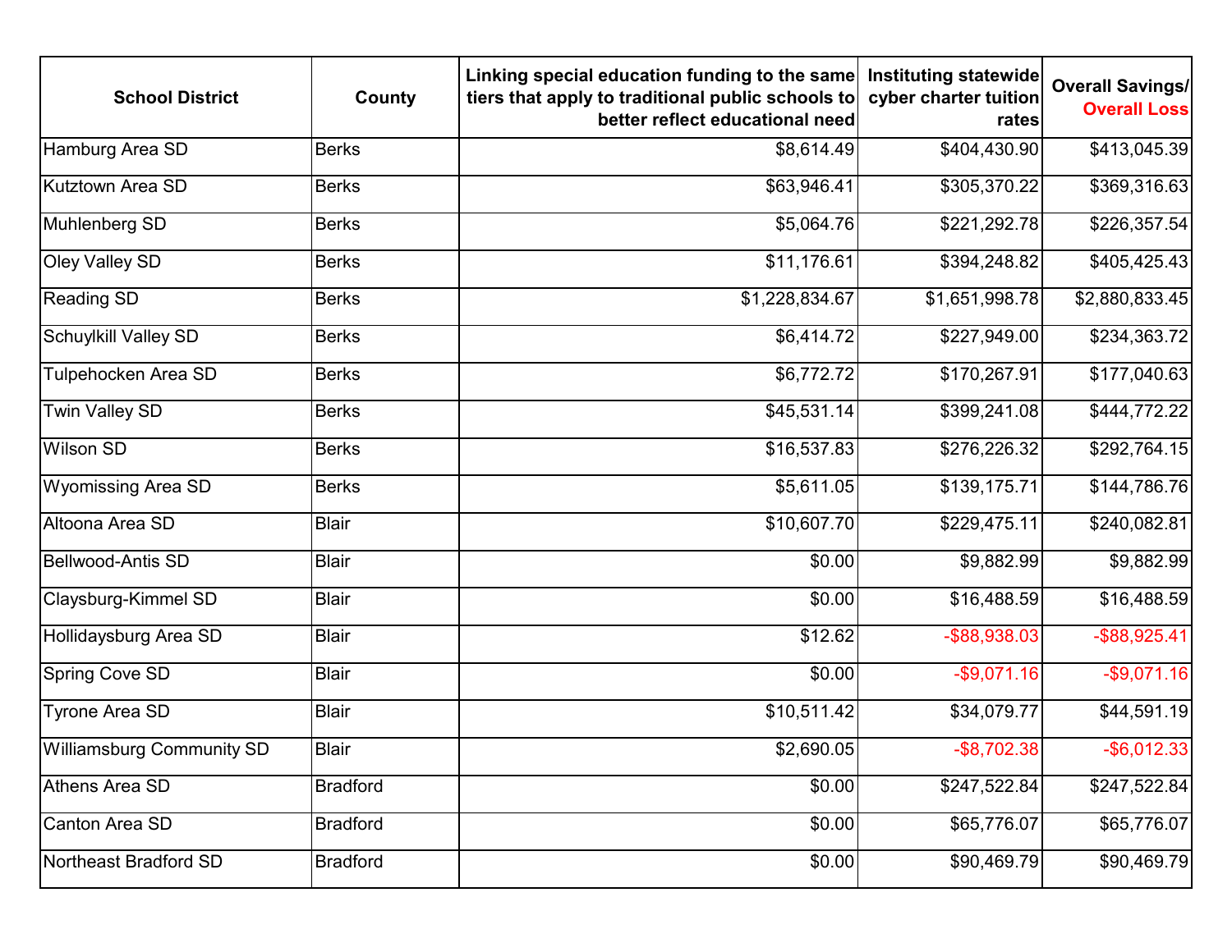| School District | County | Linking special education funding to the same tiers that apply to traditional public schools to better reflect educational need | Instituting statewide cyber charter tuition rates | Overall Savings/ Overall Loss |
|---|---|---|---|---|
| Hamburg Area SD | Berks | $8,614.49 | $404,430.90 | $413,045.39 |
| Kutztown Area SD | Berks | $63,946.41 | $305,370.22 | $369,316.63 |
| Muhlenberg SD | Berks | $5,064.76 | $221,292.78 | $226,357.54 |
| Oley Valley SD | Berks | $11,176.61 | $394,248.82 | $405,425.43 |
| Reading SD | Berks | $1,228,834.67 | $1,651,998.78 | $2,880,833.45 |
| Schuylkill Valley SD | Berks | $6,414.72 | $227,949.00 | $234,363.72 |
| Tulpehocken Area SD | Berks | $6,772.72 | $170,267.91 | $177,040.63 |
| Twin Valley SD | Berks | $45,531.14 | $399,241.08 | $444,772.22 |
| Wilson SD | Berks | $16,537.83 | $276,226.32 | $292,764.15 |
| Wyomissing Area SD | Berks | $5,611.05 | $139,175.71 | $144,786.76 |
| Altoona Area SD | Blair | $10,607.70 | $229,475.11 | $240,082.81 |
| Bellwood-Antis SD | Blair | $0.00 | $9,882.99 | $9,882.99 |
| Claysburg-Kimmel SD | Blair | $0.00 | $16,488.59 | $16,488.59 |
| Hollidaysburg Area SD | Blair | $12.62 | -$88,938.03 | -$88,925.41 |
| Spring Cove SD | Blair | $0.00 | -$9,071.16 | -$9,071.16 |
| Tyrone Area SD | Blair | $10,511.42 | $34,079.77 | $44,591.19 |
| Williamsburg Community SD | Blair | $2,690.05 | -$8,702.38 | -$6,012.33 |
| Athens Area SD | Bradford | $0.00 | $247,522.84 | $247,522.84 |
| Canton Area SD | Bradford | $0.00 | $65,776.07 | $65,776.07 |
| Northeast Bradford SD | Bradford | $0.00 | $90,469.79 | $90,469.79 |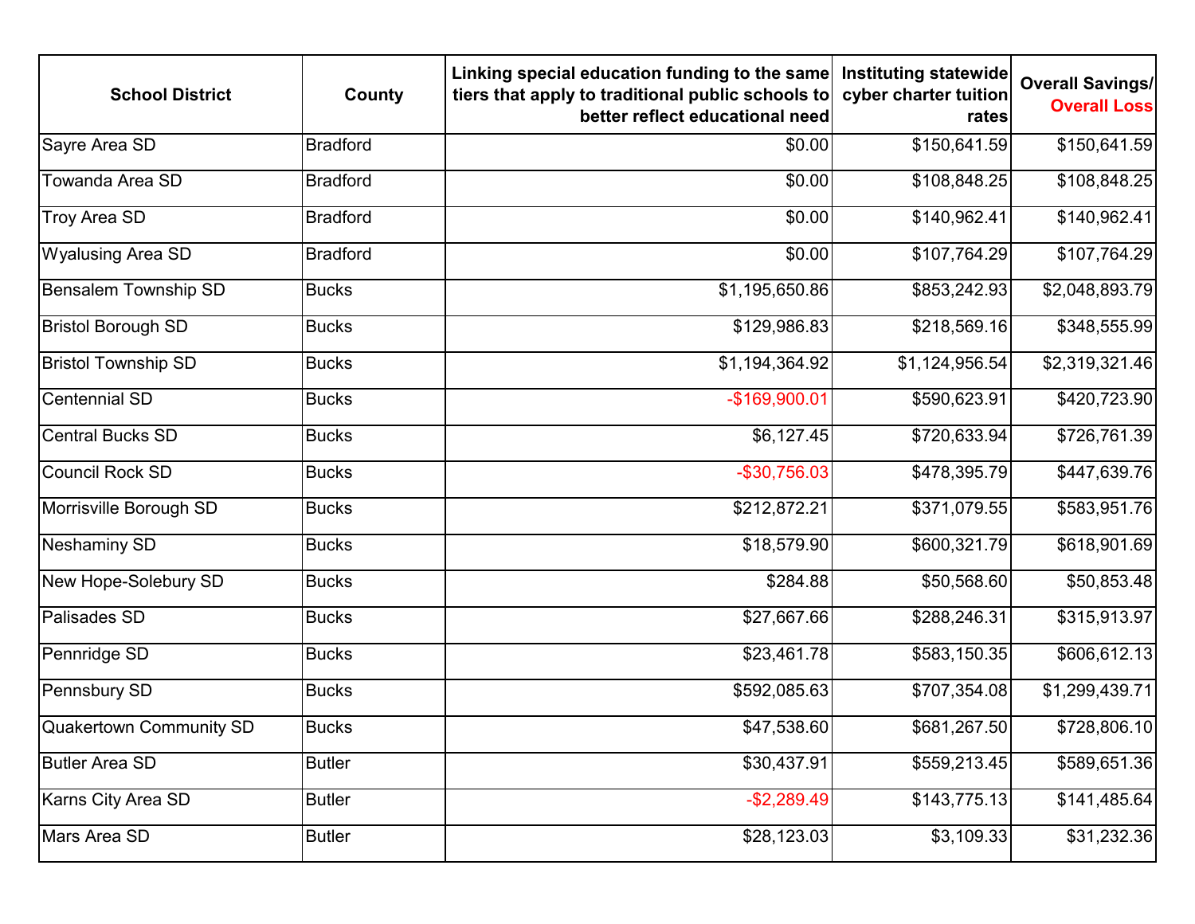| School District | County | Linking special education funding to the same tiers that apply to traditional public schools to better reflect educational need | Instituting statewide cyber charter tuition rates | Overall Savings/ Overall Loss |
|---|---|---|---|---|
| Sayre Area SD | Bradford | $0.00 | $150,641.59 | $150,641.59 |
| Towanda Area SD | Bradford | $0.00 | $108,848.25 | $108,848.25 |
| Troy Area SD | Bradford | $0.00 | $140,962.41 | $140,962.41 |
| Wyalusing Area SD | Bradford | $0.00 | $107,764.29 | $107,764.29 |
| Bensalem Township SD | Bucks | $1,195,650.86 | $853,242.93 | $2,048,893.79 |
| Bristol Borough SD | Bucks | $129,986.83 | $218,569.16 | $348,555.99 |
| Bristol Township SD | Bucks | $1,194,364.92 | $1,124,956.54 | $2,319,321.46 |
| Centennial SD | Bucks | -$169,900.01 | $590,623.91 | $420,723.90 |
| Central Bucks SD | Bucks | $6,127.45 | $720,633.94 | $726,761.39 |
| Council Rock SD | Bucks | -$30,756.03 | $478,395.79 | $447,639.76 |
| Morrisville Borough SD | Bucks | $212,872.21 | $371,079.55 | $583,951.76 |
| Neshaminy SD | Bucks | $18,579.90 | $600,321.79 | $618,901.69 |
| New Hope-Solebury SD | Bucks | $284.88 | $50,568.60 | $50,853.48 |
| Palisades SD | Bucks | $27,667.66 | $288,246.31 | $315,913.97 |
| Pennridge SD | Bucks | $23,461.78 | $583,150.35 | $606,612.13 |
| Pennsbury SD | Bucks | $592,085.63 | $707,354.08 | $1,299,439.71 |
| Quakertown Community SD | Bucks | $47,538.60 | $681,267.50 | $728,806.10 |
| Butler Area SD | Butler | $30,437.91 | $559,213.45 | $589,651.36 |
| Karns City Area SD | Butler | -$2,289.49 | $143,775.13 | $141,485.64 |
| Mars Area SD | Butler | $28,123.03 | $3,109.33 | $31,232.36 |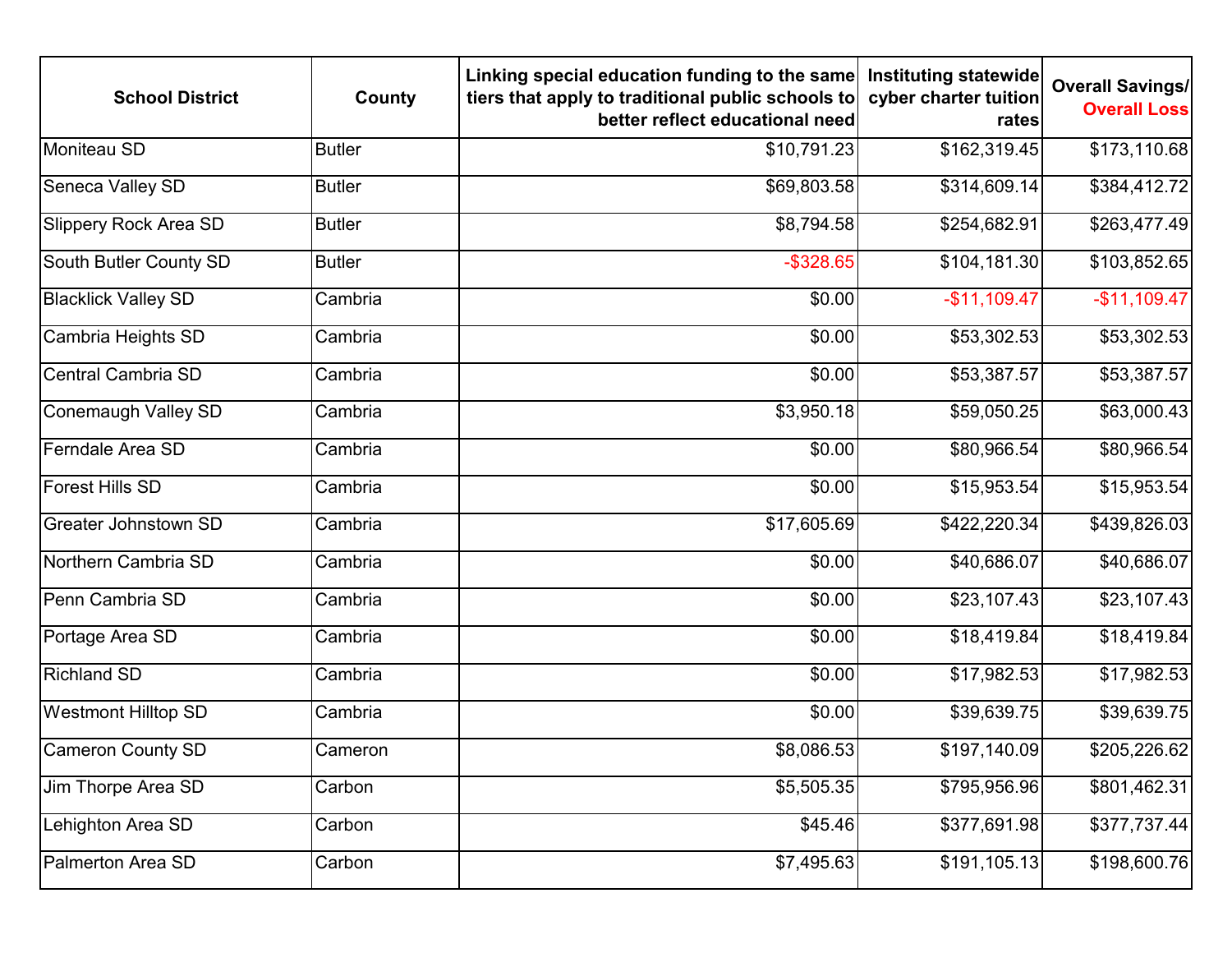| School District | County | Linking special education funding to the same tiers that apply to traditional public schools to better reflect educational need | Instituting statewide cyber charter tuition rates | Overall Savings/ Overall Loss |
|---|---|---|---|---|
| Moniteau SD | Butler | $10,791.23 | $162,319.45 | $173,110.68 |
| Seneca Valley SD | Butler | $69,803.58 | $314,609.14 | $384,412.72 |
| Slippery Rock Area SD | Butler | $8,794.58 | $254,682.91 | $263,477.49 |
| South Butler County SD | Butler | -$328.65 | $104,181.30 | $103,852.65 |
| Blacklick Valley SD | Cambria | $0.00 | -$11,109.47 | -$11,109.47 |
| Cambria Heights SD | Cambria | $0.00 | $53,302.53 | $53,302.53 |
| Central Cambria SD | Cambria | $0.00 | $53,387.57 | $53,387.57 |
| Conemaugh Valley SD | Cambria | $3,950.18 | $59,050.25 | $63,000.43 |
| Ferndale Area SD | Cambria | $0.00 | $80,966.54 | $80,966.54 |
| Forest Hills SD | Cambria | $0.00 | $15,953.54 | $15,953.54 |
| Greater Johnstown SD | Cambria | $17,605.69 | $422,220.34 | $439,826.03 |
| Northern Cambria SD | Cambria | $0.00 | $40,686.07 | $40,686.07 |
| Penn Cambria SD | Cambria | $0.00 | $23,107.43 | $23,107.43 |
| Portage Area SD | Cambria | $0.00 | $18,419.84 | $18,419.84 |
| Richland SD | Cambria | $0.00 | $17,982.53 | $17,982.53 |
| Westmont Hilltop SD | Cambria | $0.00 | $39,639.75 | $39,639.75 |
| Cameron County SD | Cameron | $8,086.53 | $197,140.09 | $205,226.62 |
| Jim Thorpe Area SD | Carbon | $5,505.35 | $795,956.96 | $801,462.31 |
| Lehighton Area SD | Carbon | $45.46 | $377,691.98 | $377,737.44 |
| Palmerton Area SD | Carbon | $7,495.63 | $191,105.13 | $198,600.76 |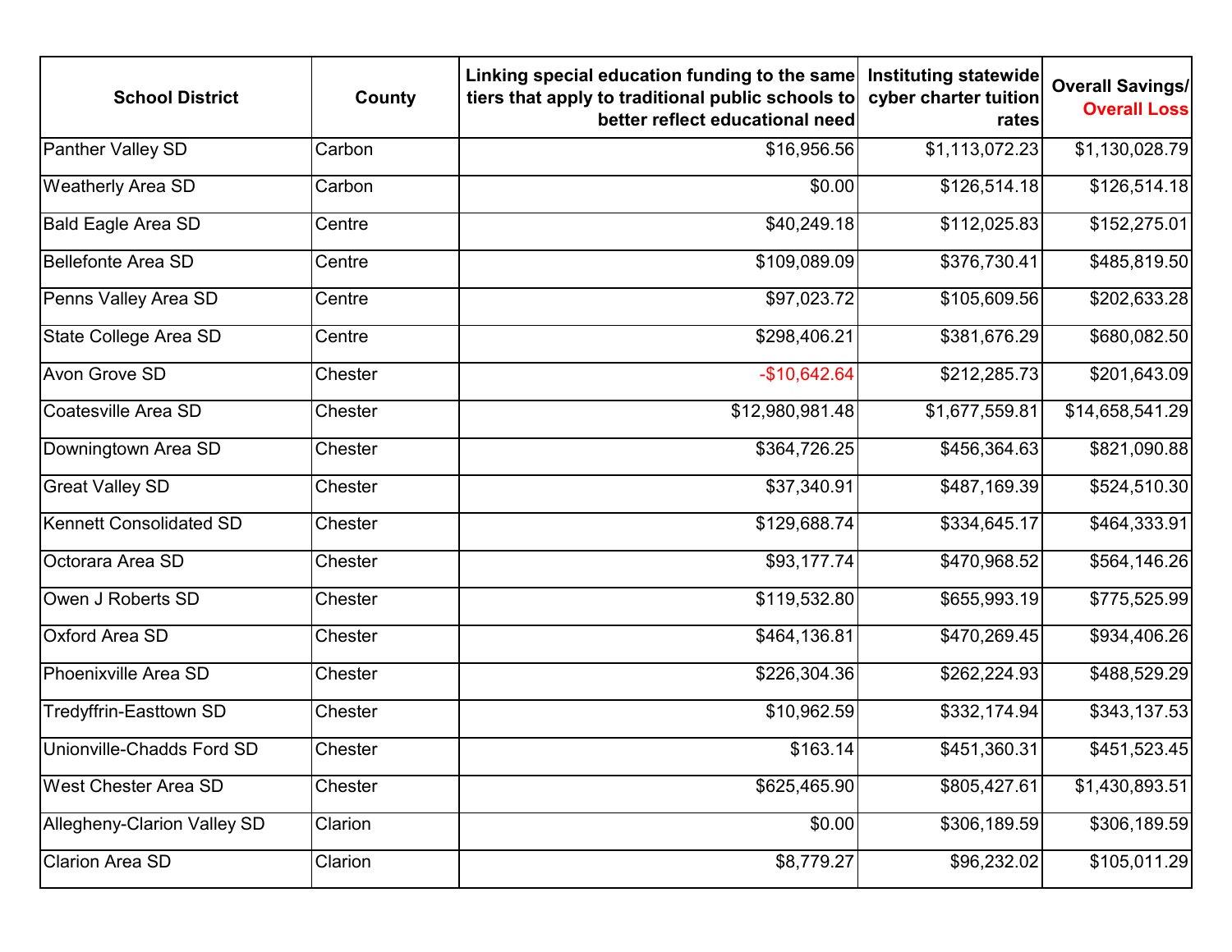| School District | County | Linking special education funding to the same tiers that apply to traditional public schools to better reflect educational need | Instituting statewide cyber charter tuition rates | Overall Savings/ Overall Loss |
|---|---|---|---|---|
| Panther Valley SD | Carbon | $16,956.56 | $1,113,072.23 | $1,130,028.79 |
| Weatherly Area SD | Carbon | $0.00 | $126,514.18 | $126,514.18 |
| Bald Eagle Area SD | Centre | $40,249.18 | $112,025.83 | $152,275.01 |
| Bellefonte Area SD | Centre | $109,089.09 | $376,730.41 | $485,819.50 |
| Penns Valley Area SD | Centre | $97,023.72 | $105,609.56 | $202,633.28 |
| State College Area SD | Centre | $298,406.21 | $381,676.29 | $680,082.50 |
| Avon Grove SD | Chester | -$10,642.64 | $212,285.73 | $201,643.09 |
| Coatesville Area SD | Chester | $12,980,981.48 | $1,677,559.81 | $14,658,541.29 |
| Downingtown Area SD | Chester | $364,726.25 | $456,364.63 | $821,090.88 |
| Great Valley SD | Chester | $37,340.91 | $487,169.39 | $524,510.30 |
| Kennett Consolidated SD | Chester | $129,688.74 | $334,645.17 | $464,333.91 |
| Octorara Area SD | Chester | $93,177.74 | $470,968.52 | $564,146.26 |
| Owen J Roberts SD | Chester | $119,532.80 | $655,993.19 | $775,525.99 |
| Oxford Area SD | Chester | $464,136.81 | $470,269.45 | $934,406.26 |
| Phoenixville Area SD | Chester | $226,304.36 | $262,224.93 | $488,529.29 |
| Tredyffrin-Easttown SD | Chester | $10,962.59 | $332,174.94 | $343,137.53 |
| Unionville-Chadds Ford SD | Chester | $163.14 | $451,360.31 | $451,523.45 |
| West Chester Area SD | Chester | $625,465.90 | $805,427.61 | $1,430,893.51 |
| Allegheny-Clarion Valley SD | Clarion | $0.00 | $306,189.59 | $306,189.59 |
| Clarion Area SD | Clarion | $8,779.27 | $96,232.02 | $105,011.29 |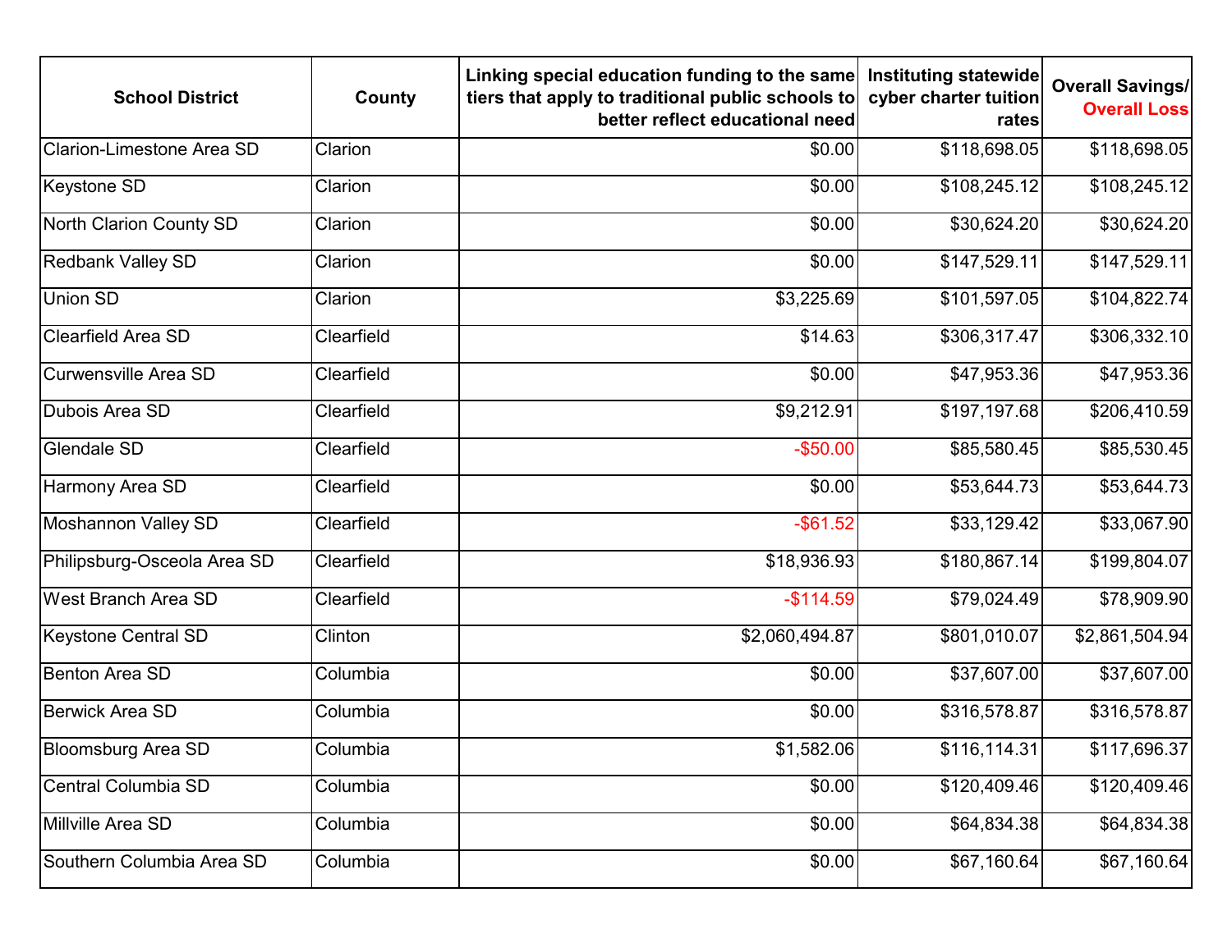| School District | County | Linking special education funding to the same tiers that apply to traditional public schools to better reflect educational need | Instituting statewide cyber charter tuition rates | Overall Savings/ Overall Loss |
|---|---|---|---|---|
| Clarion-Limestone Area SD | Clarion | $0.00 | $118,698.05 | $118,698.05 |
| Keystone SD | Clarion | $0.00 | $108,245.12 | $108,245.12 |
| North Clarion County SD | Clarion | $0.00 | $30,624.20 | $30,624.20 |
| Redbank Valley SD | Clarion | $0.00 | $147,529.11 | $147,529.11 |
| Union SD | Clarion | $3,225.69 | $101,597.05 | $104,822.74 |
| Clearfield Area SD | Clearfield | $14.63 | $306,317.47 | $306,332.10 |
| Curwensville Area SD | Clearfield | $0.00 | $47,953.36 | $47,953.36 |
| Dubois Area SD | Clearfield | $9,212.91 | $197,197.68 | $206,410.59 |
| Glendale SD | Clearfield | -$50.00 | $85,580.45 | $85,530.45 |
| Harmony Area SD | Clearfield | $0.00 | $53,644.73 | $53,644.73 |
| Moshannon Valley SD | Clearfield | -$61.52 | $33,129.42 | $33,067.90 |
| Philipsburg-Osceola Area SD | Clearfield | $18,936.93 | $180,867.14 | $199,804.07 |
| West Branch Area SD | Clearfield | -$114.59 | $79,024.49 | $78,909.90 |
| Keystone Central SD | Clinton | $2,060,494.87 | $801,010.07 | $2,861,504.94 |
| Benton Area SD | Columbia | $0.00 | $37,607.00 | $37,607.00 |
| Berwick Area SD | Columbia | $0.00 | $316,578.87 | $316,578.87 |
| Bloomsburg Area SD | Columbia | $1,582.06 | $116,114.31 | $117,696.37 |
| Central Columbia SD | Columbia | $0.00 | $120,409.46 | $120,409.46 |
| Millville Area SD | Columbia | $0.00 | $64,834.38 | $64,834.38 |
| Southern Columbia Area SD | Columbia | $0.00 | $67,160.64 | $67,160.64 |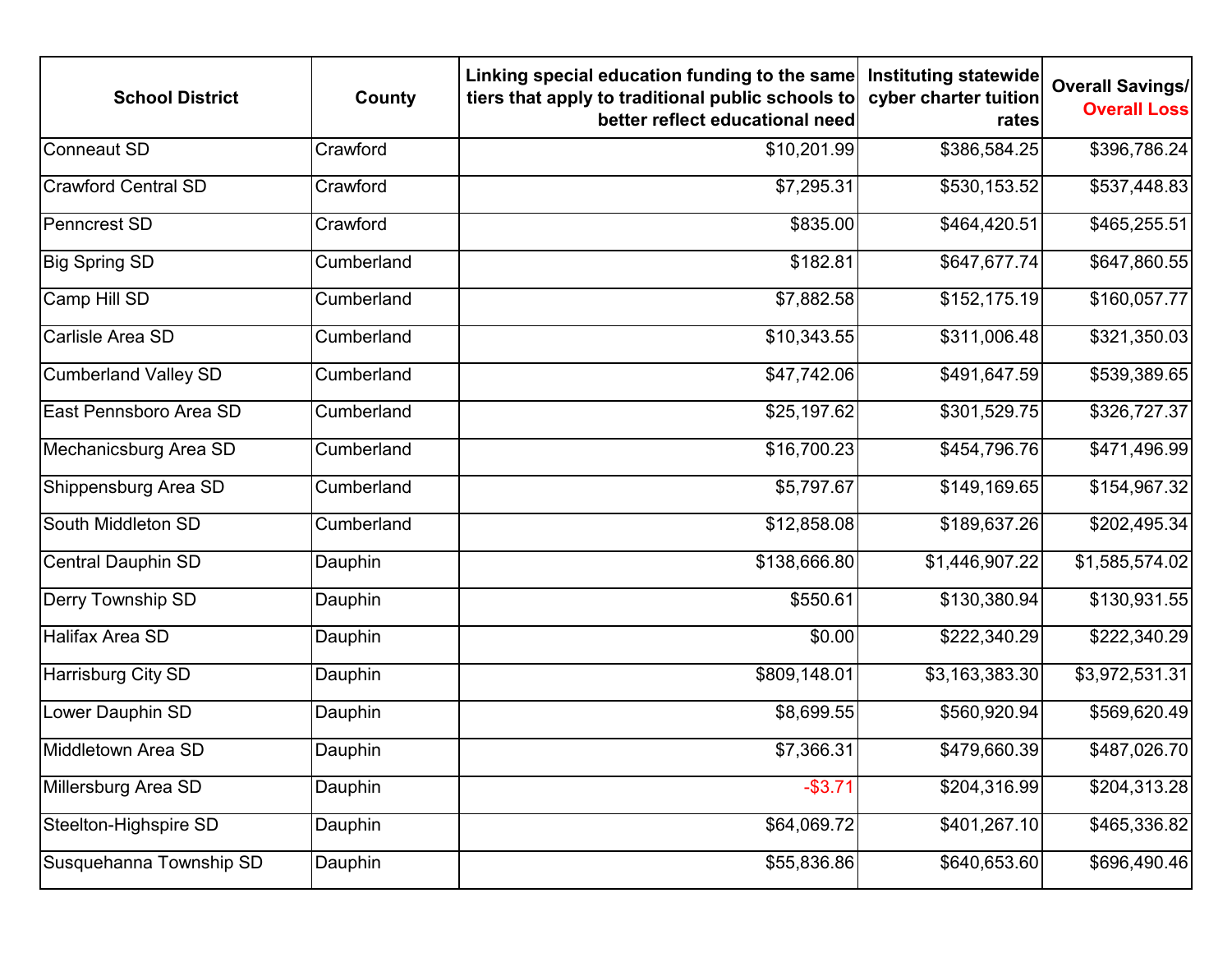| School District | County | Linking special education funding to the same tiers that apply to traditional public schools to better reflect educational need | Instituting statewide cyber charter tuition rates | Overall Savings/ Overall Loss |
|---|---|---|---|---|
| Conneaut SD | Crawford | $10,201.99 | $386,584.25 | $396,786.24 |
| Crawford Central SD | Crawford | $7,295.31 | $530,153.52 | $537,448.83 |
| Penncrest SD | Crawford | $835.00 | $464,420.51 | $465,255.51 |
| Big Spring SD | Cumberland | $182.81 | $647,677.74 | $647,860.55 |
| Camp Hill SD | Cumberland | $7,882.58 | $152,175.19 | $160,057.77 |
| Carlisle Area SD | Cumberland | $10,343.55 | $311,006.48 | $321,350.03 |
| Cumberland Valley SD | Cumberland | $47,742.06 | $491,647.59 | $539,389.65 |
| East Pennsboro Area SD | Cumberland | $25,197.62 | $301,529.75 | $326,727.37 |
| Mechanicsburg Area SD | Cumberland | $16,700.23 | $454,796.76 | $471,496.99 |
| Shippensburg Area SD | Cumberland | $5,797.67 | $149,169.65 | $154,967.32 |
| South Middleton SD | Cumberland | $12,858.08 | $189,637.26 | $202,495.34 |
| Central Dauphin SD | Dauphin | $138,666.80 | $1,446,907.22 | $1,585,574.02 |
| Derry Township SD | Dauphin | $550.61 | $130,380.94 | $130,931.55 |
| Halifax Area SD | Dauphin | $0.00 | $222,340.29 | $222,340.29 |
| Harrisburg City SD | Dauphin | $809,148.01 | $3,163,383.30 | $3,972,531.31 |
| Lower Dauphin SD | Dauphin | $8,699.55 | $560,920.94 | $569,620.49 |
| Middletown Area SD | Dauphin | $7,366.31 | $479,660.39 | $487,026.70 |
| Millersburg Area SD | Dauphin | -$3.71 | $204,316.99 | $204,313.28 |
| Steelton-Highspire SD | Dauphin | $64,069.72 | $401,267.10 | $465,336.82 |
| Susquehanna Township SD | Dauphin | $55,836.86 | $640,653.60 | $696,490.46 |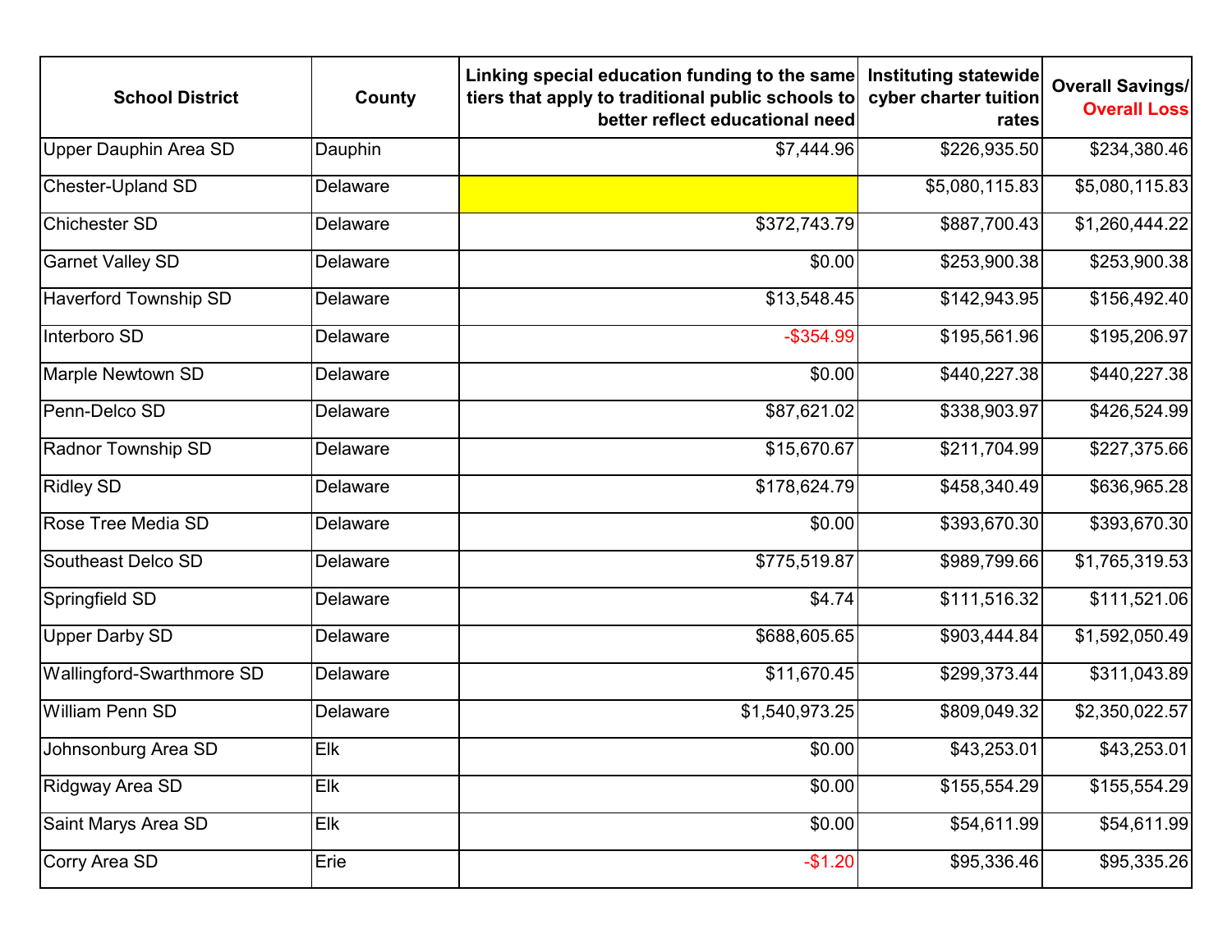| School District | County | Linking special education funding to the same tiers that apply to traditional public schools to better reflect educational need | Instituting statewide cyber charter tuition rates | Overall Savings/ Overall Loss |
|---|---|---|---|---|
| Upper Dauphin Area SD | Dauphin | $7,444.96 | $226,935.50 | $234,380.46 |
| Chester-Upland SD | Delaware | | $5,080,115.83 | $5,080,115.83 |
| Chichester SD | Delaware | $372,743.79 | $887,700.43 | $1,260,444.22 |
| Garnet Valley SD | Delaware | $0.00 | $253,900.38 | $253,900.38 |
| Haverford Township SD | Delaware | $13,548.45 | $142,943.95 | $156,492.40 |
| Interboro SD | Delaware | -$354.99 | $195,561.96 | $195,206.97 |
| Marple Newtown SD | Delaware | $0.00 | $440,227.38 | $440,227.38 |
| Penn-Delco SD | Delaware | $87,621.02 | $338,903.97 | $426,524.99 |
| Radnor Township SD | Delaware | $15,670.67 | $211,704.99 | $227,375.66 |
| Ridley SD | Delaware | $178,624.79 | $458,340.49 | $636,965.28 |
| Rose Tree Media SD | Delaware | $0.00 | $393,670.30 | $393,670.30 |
| Southeast Delco SD | Delaware | $775,519.87 | $989,799.66 | $1,765,319.53 |
| Springfield SD | Delaware | $4.74 | $111,516.32 | $111,521.06 |
| Upper Darby SD | Delaware | $688,605.65 | $903,444.84 | $1,592,050.49 |
| Wallingford-Swarthmore SD | Delaware | $11,670.45 | $299,373.44 | $311,043.89 |
| William Penn SD | Delaware | $1,540,973.25 | $809,049.32 | $2,350,022.57 |
| Johnsonburg Area SD | Elk | $0.00 | $43,253.01 | $43,253.01 |
| Ridgway Area SD | Elk | $0.00 | $155,554.29 | $155,554.29 |
| Saint Marys Area SD | Elk | $0.00 | $54,611.99 | $54,611.99 |
| Corry Area SD | Erie | -$1.20 | $95,336.46 | $95,335.26 |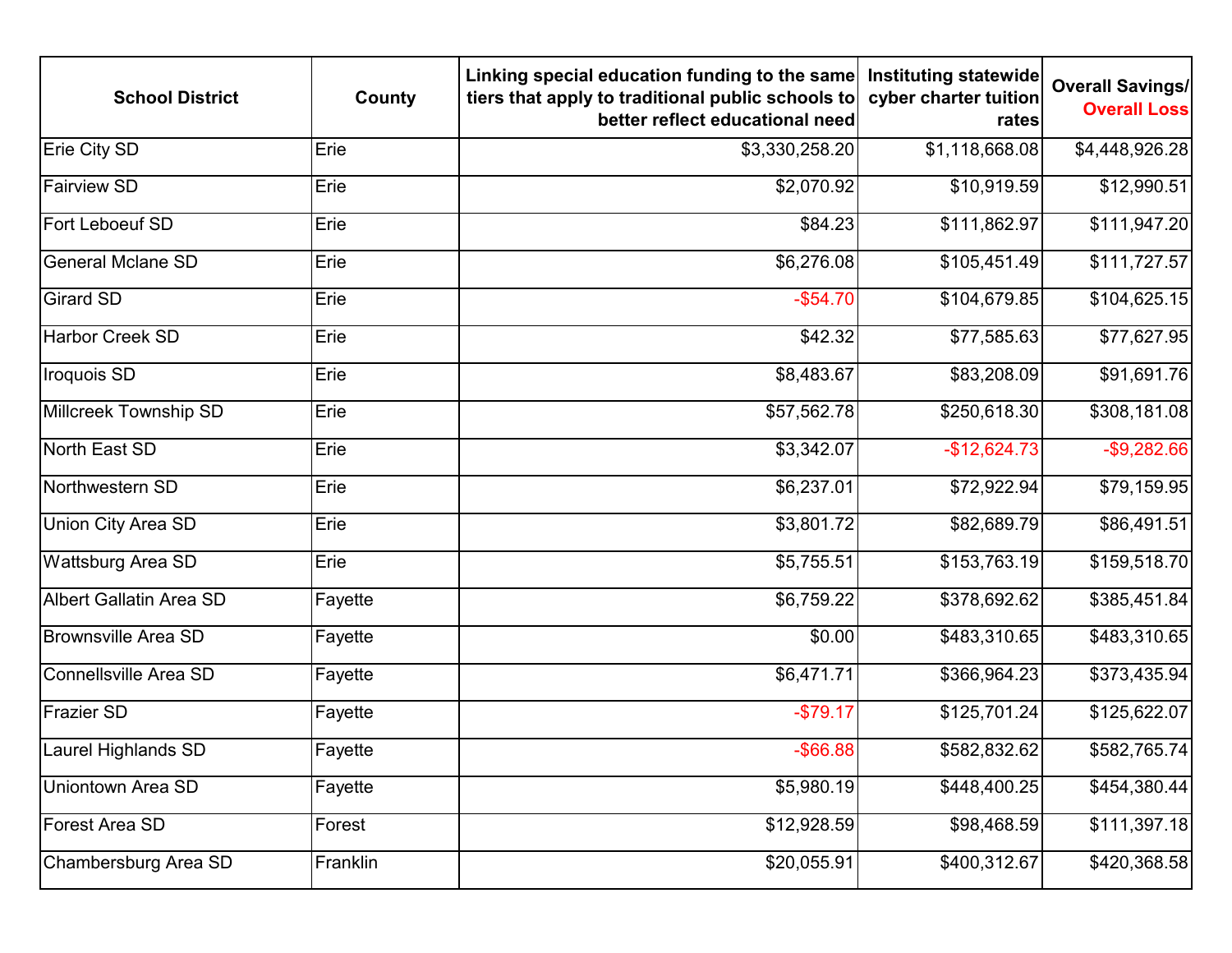| School District | County | Linking special education funding to the same tiers that apply to traditional public schools to better reflect educational need | Instituting statewide cyber charter tuition rates | Overall Savings/ Overall Loss |
| --- | --- | --- | --- | --- |
| Erie City SD | Erie | $3,330,258.20 | $1,118,668.08 | $4,448,926.28 |
| Fairview SD | Erie | $2,070.92 | $10,919.59 | $12,990.51 |
| Fort Leboeuf SD | Erie | $84.23 | $111,862.97 | $111,947.20 |
| General Mclane SD | Erie | $6,276.08 | $105,451.49 | $111,727.57 |
| Girard SD | Erie | -$54.70 | $104,679.85 | $104,625.15 |
| Harbor Creek SD | Erie | $42.32 | $77,585.63 | $77,627.95 |
| Iroquois SD | Erie | $8,483.67 | $83,208.09 | $91,691.76 |
| Millcreek Township SD | Erie | $57,562.78 | $250,618.30 | $308,181.08 |
| North East SD | Erie | $3,342.07 | -$12,624.73 | -$9,282.66 |
| Northwestern SD | Erie | $6,237.01 | $72,922.94 | $79,159.95 |
| Union City Area SD | Erie | $3,801.72 | $82,689.79 | $86,491.51 |
| Wattsburg Area SD | Erie | $5,755.51 | $153,763.19 | $159,518.70 |
| Albert Gallatin Area SD | Fayette | $6,759.22 | $378,692.62 | $385,451.84 |
| Brownsville Area SD | Fayette | $0.00 | $483,310.65 | $483,310.65 |
| Connellsville Area SD | Fayette | $6,471.71 | $366,964.23 | $373,435.94 |
| Frazier SD | Fayette | -$79.17 | $125,701.24 | $125,622.07 |
| Laurel Highlands SD | Fayette | -$66.88 | $582,832.62 | $582,765.74 |
| Uniontown Area SD | Fayette | $5,980.19 | $448,400.25 | $454,380.44 |
| Forest Area SD | Forest | $12,928.59 | $98,468.59 | $111,397.18 |
| Chambersburg Area SD | Franklin | $20,055.91 | $400,312.67 | $420,368.58 |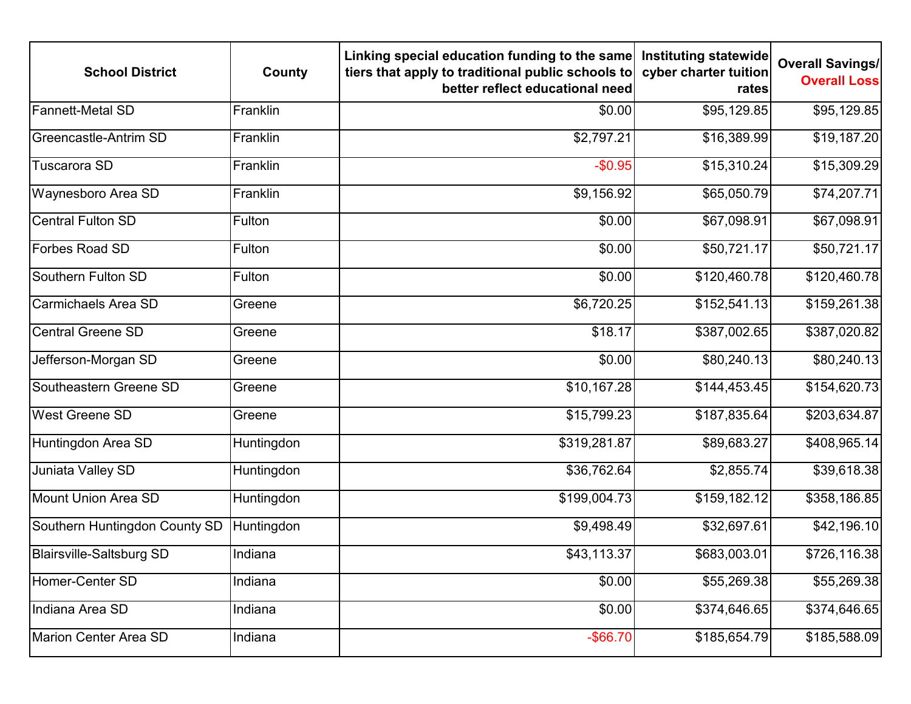| School District | County | Linking special education funding to the same tiers that apply to traditional public schools to better reflect educational need | Instituting statewide cyber charter tuition rates | Overall Savings/ Overall Loss |
|---|---|---|---|---|
| Fannett-Metal SD | Franklin | $0.00 | $95,129.85 | $95,129.85 |
| Greencastle-Antrim SD | Franklin | $2,797.21 | $16,389.99 | $19,187.20 |
| Tuscarora SD | Franklin | -$0.95 | $15,310.24 | $15,309.29 |
| Waynesboro Area SD | Franklin | $9,156.92 | $65,050.79 | $74,207.71 |
| Central Fulton SD | Fulton | $0.00 | $67,098.91 | $67,098.91 |
| Forbes Road SD | Fulton | $0.00 | $50,721.17 | $50,721.17 |
| Southern Fulton SD | Fulton | $0.00 | $120,460.78 | $120,460.78 |
| Carmichaels Area SD | Greene | $6,720.25 | $152,541.13 | $159,261.38 |
| Central Greene SD | Greene | $18.17 | $387,002.65 | $387,020.82 |
| Jefferson-Morgan SD | Greene | $0.00 | $80,240.13 | $80,240.13 |
| Southeastern Greene SD | Greene | $10,167.28 | $144,453.45 | $154,620.73 |
| West Greene SD | Greene | $15,799.23 | $187,835.64 | $203,634.87 |
| Huntingdon Area SD | Huntingdon | $319,281.87 | $89,683.27 | $408,965.14 |
| Juniata Valley SD | Huntingdon | $36,762.64 | $2,855.74 | $39,618.38 |
| Mount Union Area SD | Huntingdon | $199,004.73 | $159,182.12 | $358,186.85 |
| Southern Huntingdon County SD | Huntingdon | $9,498.49 | $32,697.61 | $42,196.10 |
| Blairsville-Saltsburg SD | Indiana | $43,113.37 | $683,003.01 | $726,116.38 |
| Homer-Center SD | Indiana | $0.00 | $55,269.38 | $55,269.38 |
| Indiana Area SD | Indiana | $0.00 | $374,646.65 | $374,646.65 |
| Marion Center Area SD | Indiana | -$66.70 | $185,654.79 | $185,588.09 |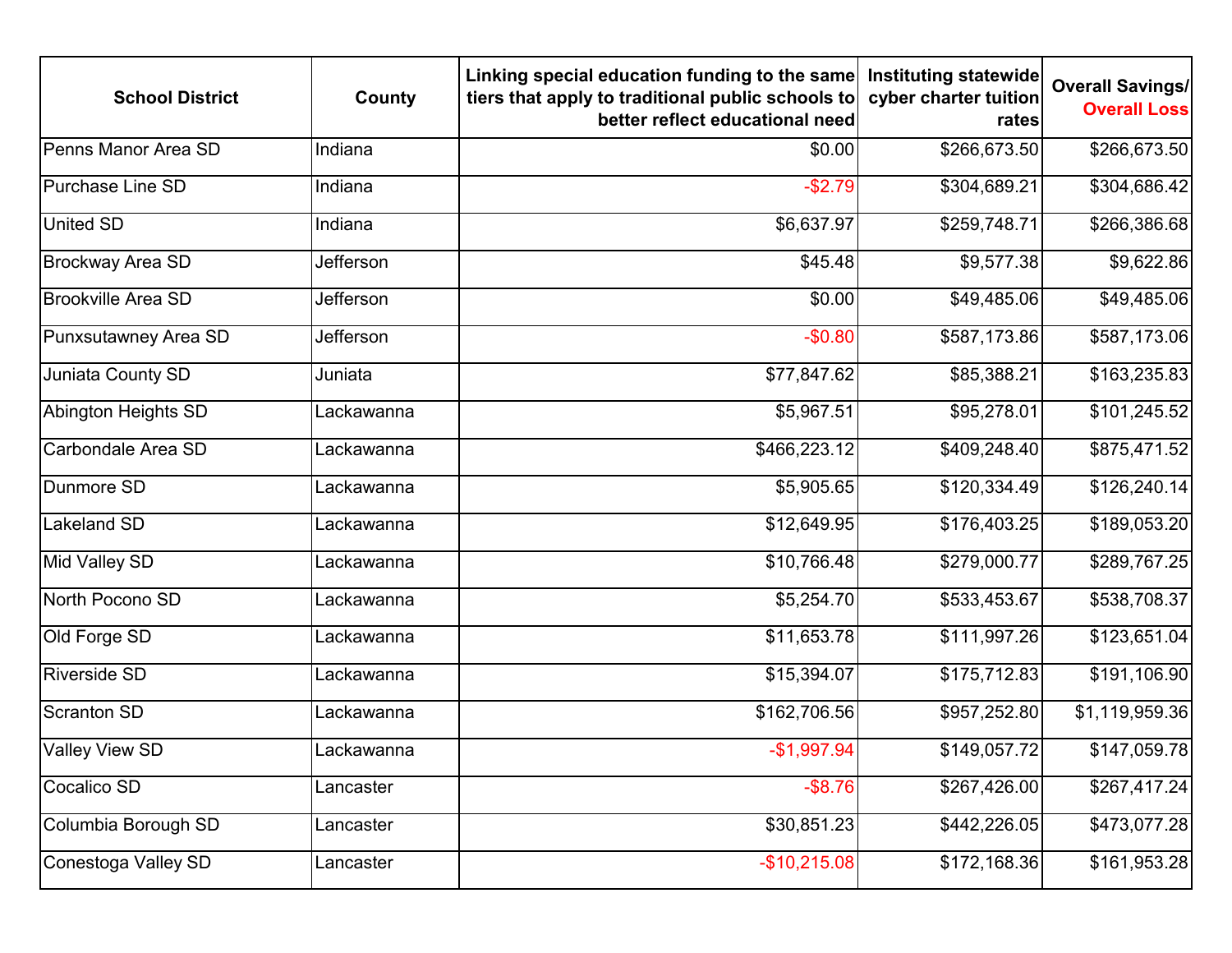| School District | County | Linking special education funding to the same tiers that apply to traditional public schools to better reflect educational need | Instituting statewide cyber charter tuition rates | Overall Savings/ Overall Loss |
|---|---|---|---|---|
| Penns Manor Area SD | Indiana | $0.00 | $266,673.50 | $266,673.50 |
| Purchase Line SD | Indiana | -$2.79 | $304,689.21 | $304,686.42 |
| United SD | Indiana | $6,637.97 | $259,748.71 | $266,386.68 |
| Brockway Area SD | Jefferson | $45.48 | $9,577.38 | $9,622.86 |
| Brookville Area SD | Jefferson | $0.00 | $49,485.06 | $49,485.06 |
| Punxsutawney Area SD | Jefferson | -$0.80 | $587,173.86 | $587,173.06 |
| Juniata County SD | Juniata | $77,847.62 | $85,388.21 | $163,235.83 |
| Abington Heights SD | Lackawanna | $5,967.51 | $95,278.01 | $101,245.52 |
| Carbondale Area SD | Lackawanna | $466,223.12 | $409,248.40 | $875,471.52 |
| Dunmore SD | Lackawanna | $5,905.65 | $120,334.49 | $126,240.14 |
| Lakeland SD | Lackawanna | $12,649.95 | $176,403.25 | $189,053.20 |
| Mid Valley SD | Lackawanna | $10,766.48 | $279,000.77 | $289,767.25 |
| North Pocono SD | Lackawanna | $5,254.70 | $533,453.67 | $538,708.37 |
| Old Forge SD | Lackawanna | $11,653.78 | $111,997.26 | $123,651.04 |
| Riverside SD | Lackawanna | $15,394.07 | $175,712.83 | $191,106.90 |
| Scranton SD | Lackawanna | $162,706.56 | $957,252.80 | $1,119,959.36 |
| Valley View SD | Lackawanna | -$1,997.94 | $149,057.72 | $147,059.78 |
| Cocalico SD | Lancaster | -$8.76 | $267,426.00 | $267,417.24 |
| Columbia Borough SD | Lancaster | $30,851.23 | $442,226.05 | $473,077.28 |
| Conestoga Valley SD | Lancaster | -$10,215.08 | $172,168.36 | $161,953.28 |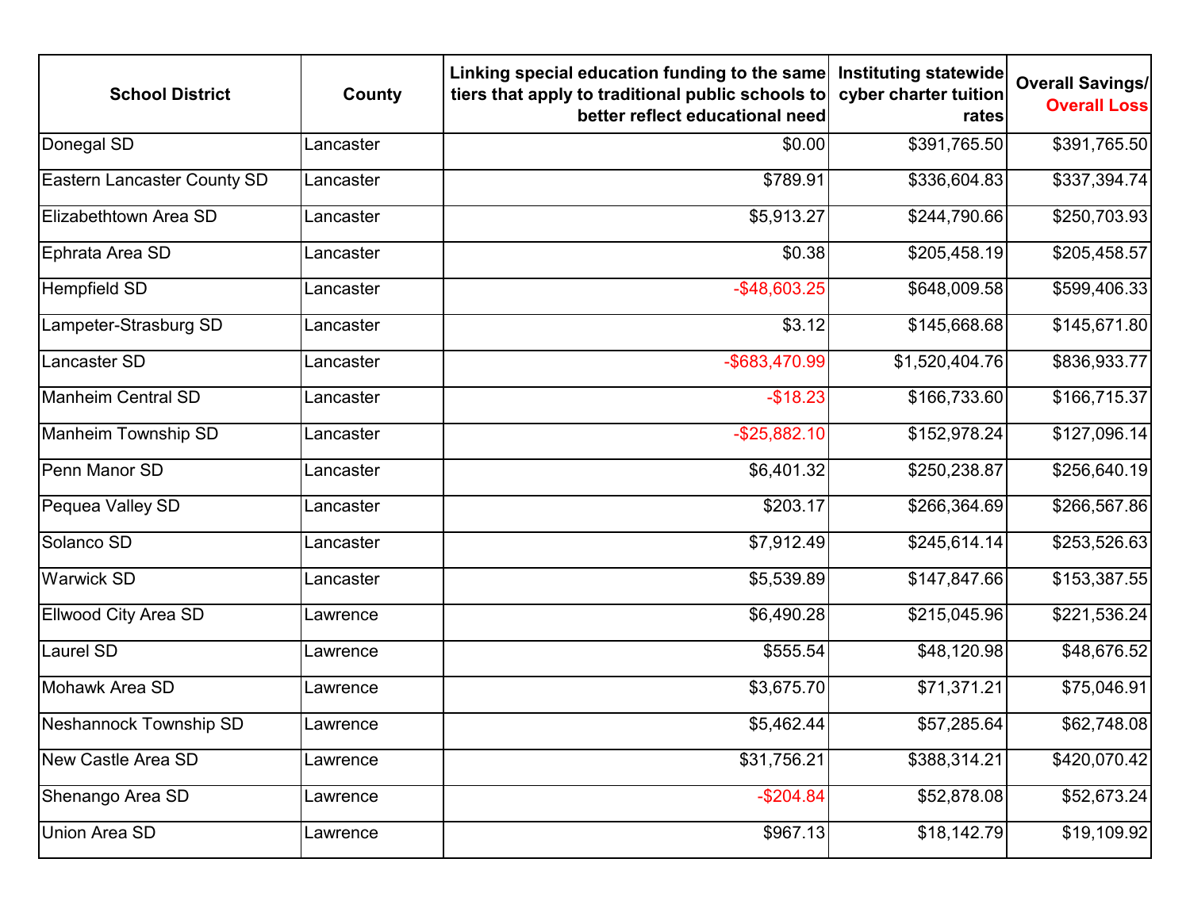| School District | County | Linking special education funding to the same tiers that apply to traditional public schools to better reflect educational need | Instituting statewide cyber charter tuition rates | Overall Savings/ Overall Loss |
|---|---|---|---|---|
| Donegal SD | Lancaster | $0.00 | $391,765.50 | $391,765.50 |
| Eastern Lancaster County SD | Lancaster | $789.91 | $336,604.83 | $337,394.74 |
| Elizabethtown Area SD | Lancaster | $5,913.27 | $244,790.66 | $250,703.93 |
| Ephrata Area SD | Lancaster | $0.38 | $205,458.19 | $205,458.57 |
| Hempfield SD | Lancaster | -$48,603.25 | $648,009.58 | $599,406.33 |
| Lampeter-Strasburg SD | Lancaster | $3.12 | $145,668.68 | $145,671.80 |
| Lancaster SD | Lancaster | -$683,470.99 | $1,520,404.76 | $836,933.77 |
| Manheim Central SD | Lancaster | -$18.23 | $166,733.60 | $166,715.37 |
| Manheim Township SD | Lancaster | -$25,882.10 | $152,978.24 | $127,096.14 |
| Penn Manor SD | Lancaster | $6,401.32 | $250,238.87 | $256,640.19 |
| Pequea Valley SD | Lancaster | $203.17 | $266,364.69 | $266,567.86 |
| Solanco SD | Lancaster | $7,912.49 | $245,614.14 | $253,526.63 |
| Warwick SD | Lancaster | $5,539.89 | $147,847.66 | $153,387.55 |
| Ellwood City Area SD | Lawrence | $6,490.28 | $215,045.96 | $221,536.24 |
| Laurel SD | Lawrence | $555.54 | $48,120.98 | $48,676.52 |
| Mohawk Area SD | Lawrence | $3,675.70 | $71,371.21 | $75,046.91 |
| Neshannock Township SD | Lawrence | $5,462.44 | $57,285.64 | $62,748.08 |
| New Castle Area SD | Lawrence | $31,756.21 | $388,314.21 | $420,070.42 |
| Shenango Area SD | Lawrence | -$204.84 | $52,878.08 | $52,673.24 |
| Union Area SD | Lawrence | $967.13 | $18,142.79 | $19,109.92 |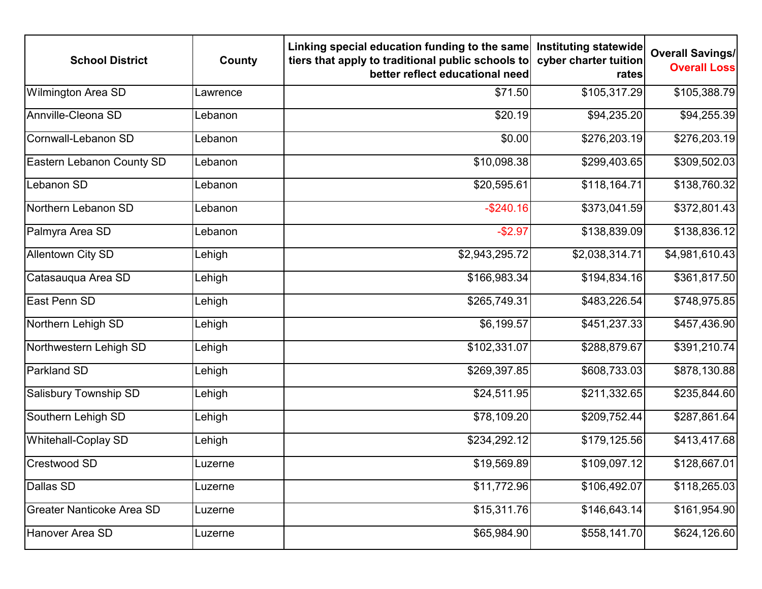| School District | County | Linking special education funding to the same tiers that apply to traditional public schools to better reflect educational need | Instituting statewide cyber charter tuition rates | Overall Savings/ Overall Loss |
|---|---|---|---|---|
| Wilmington Area SD | Lawrence | $71.50 | $105,317.29 | $105,388.79 |
| Annville-Cleona SD | Lebanon | $20.19 | $94,235.20 | $94,255.39 |
| Cornwall-Lebanon SD | Lebanon | $0.00 | $276,203.19 | $276,203.19 |
| Eastern Lebanon County SD | Lebanon | $10,098.38 | $299,403.65 | $309,502.03 |
| Lebanon SD | Lebanon | $20,595.61 | $118,164.71 | $138,760.32 |
| Northern Lebanon SD | Lebanon | -$240.16 | $373,041.59 | $372,801.43 |
| Palmyra Area SD | Lebanon | -$2.97 | $138,839.09 | $138,836.12 |
| Allentown City SD | Lehigh | $2,943,295.72 | $2,038,314.71 | $4,981,610.43 |
| Catasauqua Area SD | Lehigh | $166,983.34 | $194,834.16 | $361,817.50 |
| East Penn SD | Lehigh | $265,749.31 | $483,226.54 | $748,975.85 |
| Northern Lehigh SD | Lehigh | $6,199.57 | $451,237.33 | $457,436.90 |
| Northwestern Lehigh SD | Lehigh | $102,331.07 | $288,879.67 | $391,210.74 |
| Parkland SD | Lehigh | $269,397.85 | $608,733.03 | $878,130.88 |
| Salisbury Township SD | Lehigh | $24,511.95 | $211,332.65 | $235,844.60 |
| Southern Lehigh SD | Lehigh | $78,109.20 | $209,752.44 | $287,861.64 |
| Whitehall-Coplay SD | Lehigh | $234,292.12 | $179,125.56 | $413,417.68 |
| Crestwood SD | Luzerne | $19,569.89 | $109,097.12 | $128,667.01 |
| Dallas SD | Luzerne | $11,772.96 | $106,492.07 | $118,265.03 |
| Greater Nanticoke Area SD | Luzerne | $15,311.76 | $146,643.14 | $161,954.90 |
| Hanover Area SD | Luzerne | $65,984.90 | $558,141.70 | $624,126.60 |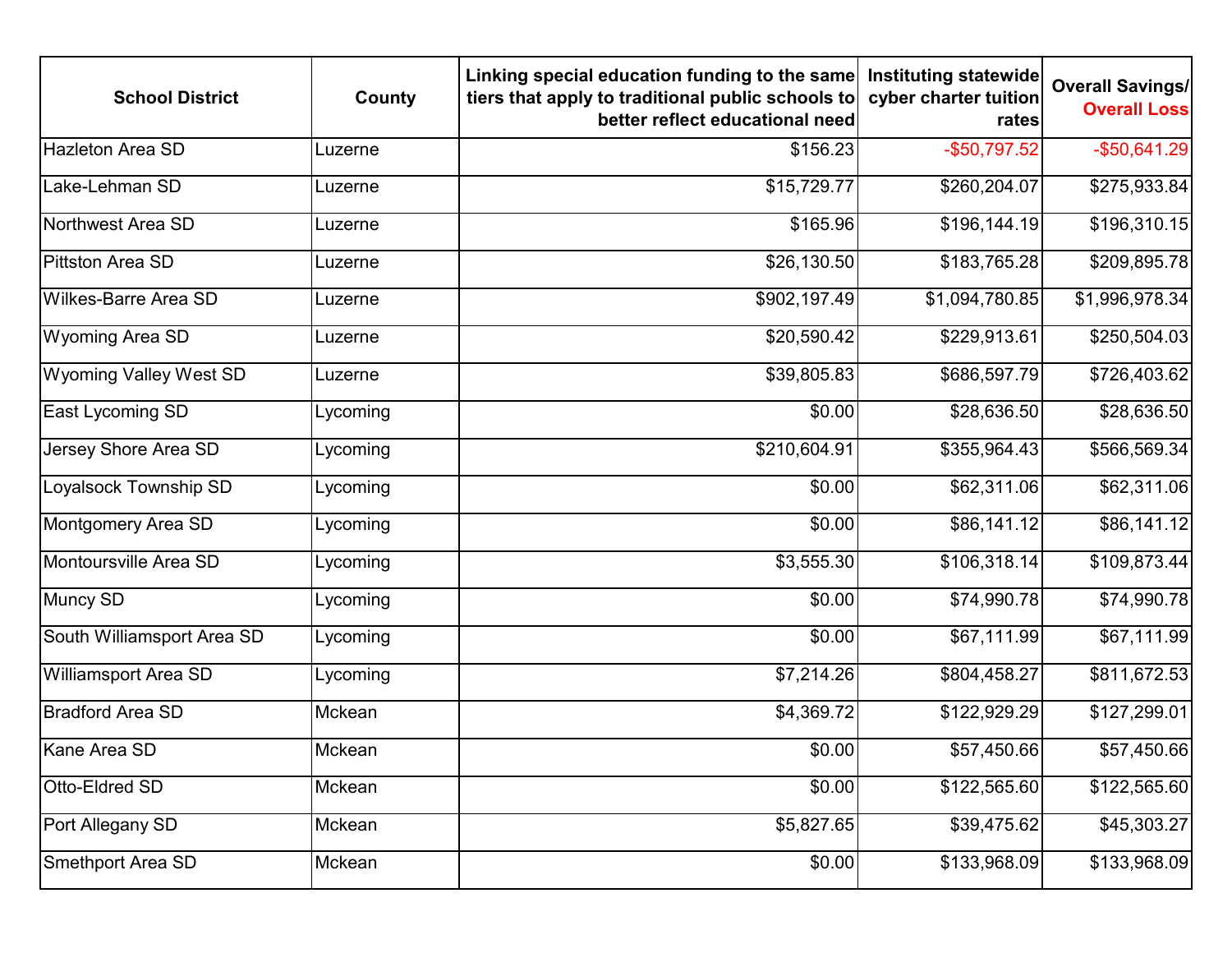| School District | County | Linking special education funding to the same tiers that apply to traditional public schools to better reflect educational need | Instituting statewide cyber charter tuition rates | Overall Savings/ Overall Loss |
|---|---|---|---|---|
| Hazleton Area SD | Luzerne | $156.23 | -$50,797.52 | -$50,641.29 |
| Lake-Lehman SD | Luzerne | $15,729.77 | $260,204.07 | $275,933.84 |
| Northwest Area SD | Luzerne | $165.96 | $196,144.19 | $196,310.15 |
| Pittston Area SD | Luzerne | $26,130.50 | $183,765.28 | $209,895.78 |
| Wilkes-Barre Area SD | Luzerne | $902,197.49 | $1,094,780.85 | $1,996,978.34 |
| Wyoming Area SD | Luzerne | $20,590.42 | $229,913.61 | $250,504.03 |
| Wyoming Valley West SD | Luzerne | $39,805.83 | $686,597.79 | $726,403.62 |
| East Lycoming SD | Lycoming | $0.00 | $28,636.50 | $28,636.50 |
| Jersey Shore Area SD | Lycoming | $210,604.91 | $355,964.43 | $566,569.34 |
| Loyalsock Township SD | Lycoming | $0.00 | $62,311.06 | $62,311.06 |
| Montgomery Area SD | Lycoming | $0.00 | $86,141.12 | $86,141.12 |
| Montoursville Area SD | Lycoming | $3,555.30 | $106,318.14 | $109,873.44 |
| Muncy SD | Lycoming | $0.00 | $74,990.78 | $74,990.78 |
| South Williamsport Area SD | Lycoming | $0.00 | $67,111.99 | $67,111.99 |
| Williamsport Area SD | Lycoming | $7,214.26 | $804,458.27 | $811,672.53 |
| Bradford Area SD | Mckean | $4,369.72 | $122,929.29 | $127,299.01 |
| Kane Area SD | Mckean | $0.00 | $57,450.66 | $57,450.66 |
| Otto-Eldred SD | Mckean | $0.00 | $122,565.60 | $122,565.60 |
| Port Allegany SD | Mckean | $5,827.65 | $39,475.62 | $45,303.27 |
| Smethport Area SD | Mckean | $0.00 | $133,968.09 | $133,968.09 |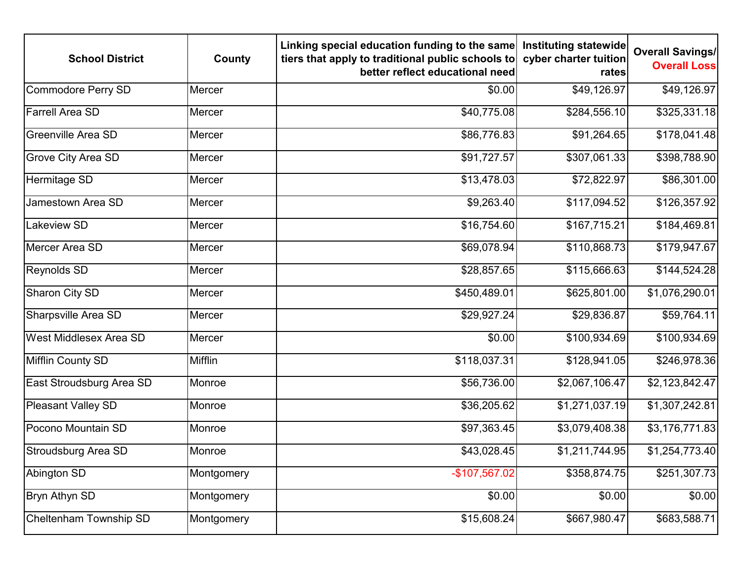| School District | County | Linking special education funding to the same tiers that apply to traditional public schools to better reflect educational need | Instituting statewide cyber charter tuition rates | Overall Savings/ Overall Loss |
|---|---|---|---|---|
| Commodore Perry SD | Mercer | $0.00 | $49,126.97 | $49,126.97 |
| Farrell Area SD | Mercer | $40,775.08 | $284,556.10 | $325,331.18 |
| Greenville Area SD | Mercer | $86,776.83 | $91,264.65 | $178,041.48 |
| Grove City Area SD | Mercer | $91,727.57 | $307,061.33 | $398,788.90 |
| Hermitage SD | Mercer | $13,478.03 | $72,822.97 | $86,301.00 |
| Jamestown Area SD | Mercer | $9,263.40 | $117,094.52 | $126,357.92 |
| Lakeview SD | Mercer | $16,754.60 | $167,715.21 | $184,469.81 |
| Mercer Area SD | Mercer | $69,078.94 | $110,868.73 | $179,947.67 |
| Reynolds SD | Mercer | $28,857.65 | $115,666.63 | $144,524.28 |
| Sharon City SD | Mercer | $450,489.01 | $625,801.00 | $1,076,290.01 |
| Sharpsville Area SD | Mercer | $29,927.24 | $29,836.87 | $59,764.11 |
| West Middlesex Area SD | Mercer | $0.00 | $100,934.69 | $100,934.69 |
| Mifflin County SD | Mifflin | $118,037.31 | $128,941.05 | $246,978.36 |
| East Stroudsburg Area SD | Monroe | $56,736.00 | $2,067,106.47 | $2,123,842.47 |
| Pleasant Valley SD | Monroe | $36,205.62 | $1,271,037.19 | $1,307,242.81 |
| Pocono Mountain SD | Monroe | $97,363.45 | $3,079,408.38 | $3,176,771.83 |
| Stroudsburg Area SD | Monroe | $43,028.45 | $1,211,744.95 | $1,254,773.40 |
| Abington SD | Montgomery | -$107,567.02 | $358,874.75 | $251,307.73 |
| Bryn Athyn SD | Montgomery | $0.00 | $0.00 | $0.00 |
| Cheltenham Township SD | Montgomery | $15,608.24 | $667,980.47 | $683,588.71 |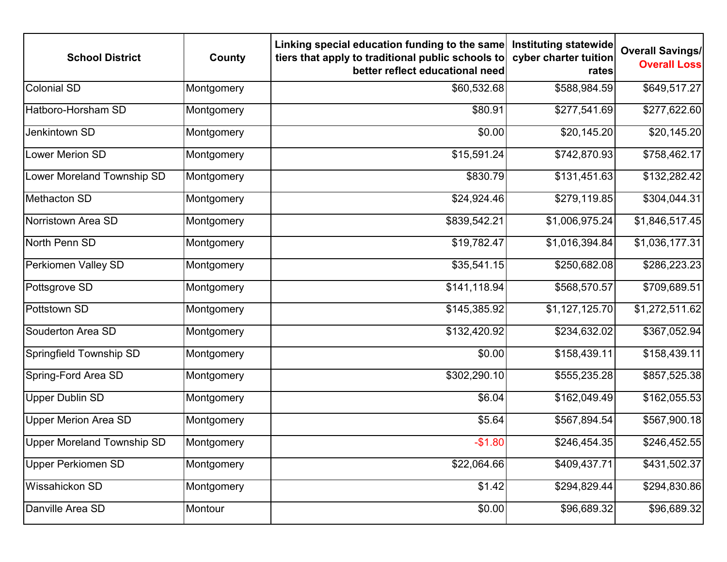| School District | County | Linking special education funding to the same tiers that apply to traditional public schools to better reflect educational need | Instituting statewide cyber charter tuition rates | Overall Savings/ Overall Loss |
|---|---|---|---|---|
| Colonial SD | Montgomery | $60,532.68 | $588,984.59 | $649,517.27 |
| Hatboro-Horsham SD | Montgomery | $80.91 | $277,541.69 | $277,622.60 |
| Jenkintown SD | Montgomery | $0.00 | $20,145.20 | $20,145.20 |
| Lower Merion SD | Montgomery | $15,591.24 | $742,870.93 | $758,462.17 |
| Lower Moreland Township SD | Montgomery | $830.79 | $131,451.63 | $132,282.42 |
| Methacton SD | Montgomery | $24,924.46 | $279,119.85 | $304,044.31 |
| Norristown Area SD | Montgomery | $839,542.21 | $1,006,975.24 | $1,846,517.45 |
| North Penn SD | Montgomery | $19,782.47 | $1,016,394.84 | $1,036,177.31 |
| Perkiomen Valley SD | Montgomery | $35,541.15 | $250,682.08 | $286,223.23 |
| Pottsgrove SD | Montgomery | $141,118.94 | $568,570.57 | $709,689.51 |
| Pottstown SD | Montgomery | $145,385.92 | $1,127,125.70 | $1,272,511.62 |
| Souderton Area SD | Montgomery | $132,420.92 | $234,632.02 | $367,052.94 |
| Springfield Township SD | Montgomery | $0.00 | $158,439.11 | $158,439.11 |
| Spring-Ford Area SD | Montgomery | $302,290.10 | $555,235.28 | $857,525.38 |
| Upper Dublin SD | Montgomery | $6.04 | $162,049.49 | $162,055.53 |
| Upper Merion Area SD | Montgomery | $5.64 | $567,894.54 | $567,900.18 |
| Upper Moreland Township SD | Montgomery | -$1.80 | $246,454.35 | $246,452.55 |
| Upper Perkiomen SD | Montgomery | $22,064.66 | $409,437.71 | $431,502.37 |
| Wissahickon SD | Montgomery | $1.42 | $294,829.44 | $294,830.86 |
| Danville Area SD | Montour | $0.00 | $96,689.32 | $96,689.32 |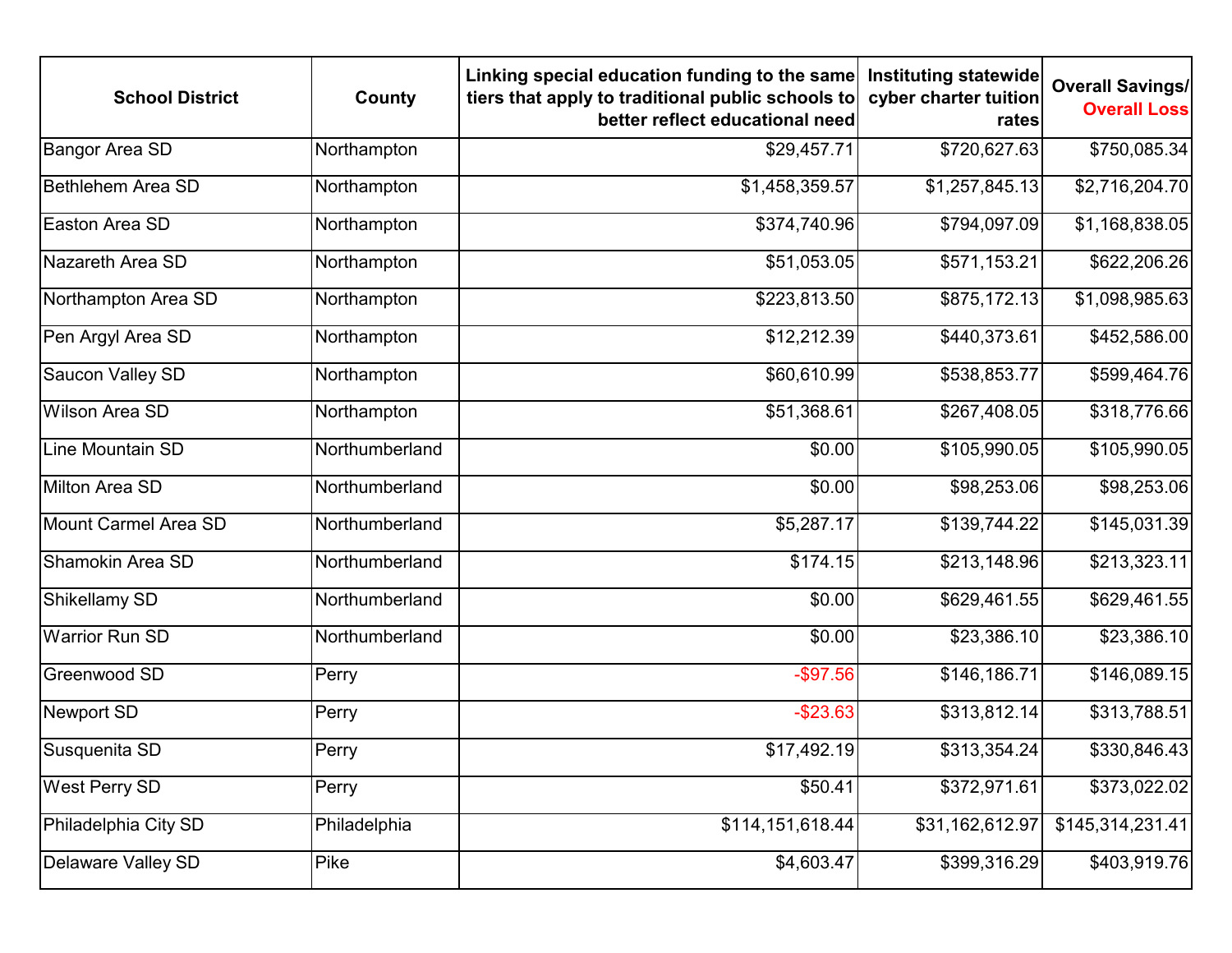| School District | County | Linking special education funding to the same tiers that apply to traditional public schools to better reflect educational need | Instituting statewide cyber charter tuition rates | Overall Savings/ Overall Loss |
|---|---|---|---|---|
| Bangor Area SD | Northampton | $29,457.71 | $720,627.63 | $750,085.34 |
| Bethlehem Area SD | Northampton | $1,458,359.57 | $1,257,845.13 | $2,716,204.70 |
| Easton Area SD | Northampton | $374,740.96 | $794,097.09 | $1,168,838.05 |
| Nazareth Area SD | Northampton | $51,053.05 | $571,153.21 | $622,206.26 |
| Northampton Area SD | Northampton | $223,813.50 | $875,172.13 | $1,098,985.63 |
| Pen Argyl Area SD | Northampton | $12,212.39 | $440,373.61 | $452,586.00 |
| Saucon Valley SD | Northampton | $60,610.99 | $538,853.77 | $599,464.76 |
| Wilson Area SD | Northampton | $51,368.61 | $267,408.05 | $318,776.66 |
| Line Mountain SD | Northumberland | $0.00 | $105,990.05 | $105,990.05 |
| Milton Area SD | Northumberland | $0.00 | $98,253.06 | $98,253.06 |
| Mount Carmel Area SD | Northumberland | $5,287.17 | $139,744.22 | $145,031.39 |
| Shamokin Area SD | Northumberland | $174.15 | $213,148.96 | $213,323.11 |
| Shikellamy SD | Northumberland | $0.00 | $629,461.55 | $629,461.55 |
| Warrior Run SD | Northumberland | $0.00 | $23,386.10 | $23,386.10 |
| Greenwood SD | Perry | -$97.56 | $146,186.71 | $146,089.15 |
| Newport SD | Perry | -$23.63 | $313,812.14 | $313,788.51 |
| Susquenita SD | Perry | $17,492.19 | $313,354.24 | $330,846.43 |
| West Perry SD | Perry | $50.41 | $372,971.61 | $373,022.02 |
| Philadelphia City SD | Philadelphia | $114,151,618.44 | $31,162,612.97 | $145,314,231.41 |
| Delaware Valley SD | Pike | $4,603.47 | $399,316.29 | $403,919.76 |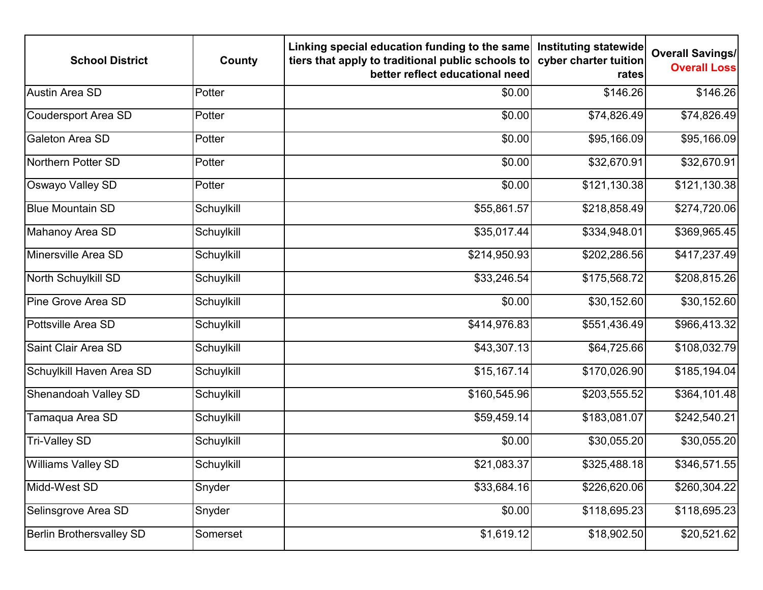| School District | County | Linking special education funding to the same tiers that apply to traditional public schools to better reflect educational need | Instituting statewide cyber charter tuition rates | Overall Savings/ Overall Loss |
|---|---|---|---|---|
| Austin Area SD | Potter | $0.00 | $146.26 | $146.26 |
| Coudersport Area SD | Potter | $0.00 | $74,826.49 | $74,826.49 |
| Galeton Area SD | Potter | $0.00 | $95,166.09 | $95,166.09 |
| Northern Potter SD | Potter | $0.00 | $32,670.91 | $32,670.91 |
| Oswayo Valley SD | Potter | $0.00 | $121,130.38 | $121,130.38 |
| Blue Mountain SD | Schuylkill | $55,861.57 | $218,858.49 | $274,720.06 |
| Mahanoy Area SD | Schuylkill | $35,017.44 | $334,948.01 | $369,965.45 |
| Minersville Area SD | Schuylkill | $214,950.93 | $202,286.56 | $417,237.49 |
| North Schuylkill SD | Schuylkill | $33,246.54 | $175,568.72 | $208,815.26 |
| Pine Grove Area SD | Schuylkill | $0.00 | $30,152.60 | $30,152.60 |
| Pottsville Area SD | Schuylkill | $414,976.83 | $551,436.49 | $966,413.32 |
| Saint Clair Area SD | Schuylkill | $43,307.13 | $64,725.66 | $108,032.79 |
| Schuylkill Haven Area SD | Schuylkill | $15,167.14 | $170,026.90 | $185,194.04 |
| Shenandoah Valley SD | Schuylkill | $160,545.96 | $203,555.52 | $364,101.48 |
| Tamaqua Area SD | Schuylkill | $59,459.14 | $183,081.07 | $242,540.21 |
| Tri-Valley SD | Schuylkill | $0.00 | $30,055.20 | $30,055.20 |
| Williams Valley SD | Schuylkill | $21,083.37 | $325,488.18 | $346,571.55 |
| Midd-West SD | Snyder | $33,684.16 | $226,620.06 | $260,304.22 |
| Selinsgrove Area SD | Snyder | $0.00 | $118,695.23 | $118,695.23 |
| Berlin Brothersvalley SD | Somerset | $1,619.12 | $18,902.50 | $20,521.62 |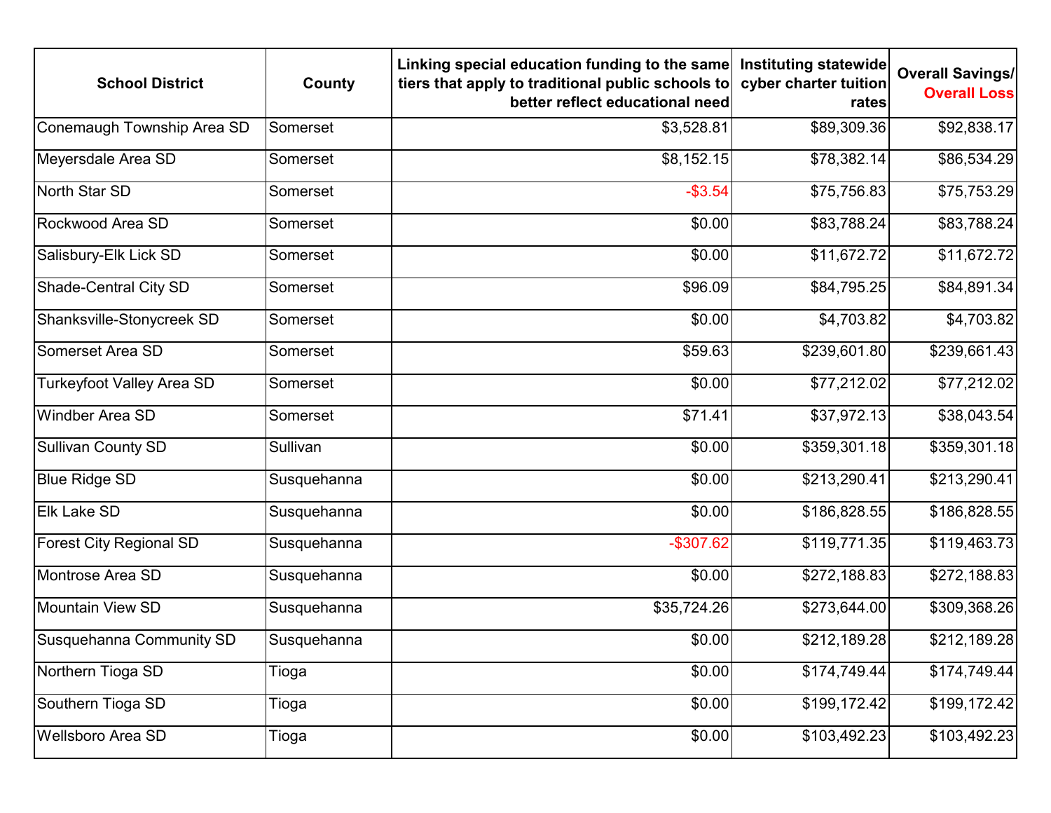| School District | County | Linking special education funding to the same tiers that apply to traditional public schools to better reflect educational need | Instituting statewide cyber charter tuition rates | Overall Savings/ Overall Loss |
|---|---|---|---|---|
| Conemaugh Township Area SD | Somerset | $3,528.81 | $89,309.36 | $92,838.17 |
| Meyersdale Area SD | Somerset | $8,152.15 | $78,382.14 | $86,534.29 |
| North Star SD | Somerset | -$3.54 | $75,756.83 | $75,753.29 |
| Rockwood Area SD | Somerset | $0.00 | $83,788.24 | $83,788.24 |
| Salisbury-Elk Lick SD | Somerset | $0.00 | $11,672.72 | $11,672.72 |
| Shade-Central City SD | Somerset | $96.09 | $84,795.25 | $84,891.34 |
| Shanksville-Stonycreek SD | Somerset | $0.00 | $4,703.82 | $4,703.82 |
| Somerset Area SD | Somerset | $59.63 | $239,601.80 | $239,661.43 |
| Turkeyfoot Valley Area SD | Somerset | $0.00 | $77,212.02 | $77,212.02 |
| Windber Area SD | Somerset | $71.41 | $37,972.13 | $38,043.54 |
| Sullivan County SD | Sullivan | $0.00 | $359,301.18 | $359,301.18 |
| Blue Ridge SD | Susquehanna | $0.00 | $213,290.41 | $213,290.41 |
| Elk Lake SD | Susquehanna | $0.00 | $186,828.55 | $186,828.55 |
| Forest City Regional SD | Susquehanna | -$307.62 | $119,771.35 | $119,463.73 |
| Montrose Area SD | Susquehanna | $0.00 | $272,188.83 | $272,188.83 |
| Mountain View SD | Susquehanna | $35,724.26 | $273,644.00 | $309,368.26 |
| Susquehanna Community SD | Susquehanna | $0.00 | $212,189.28 | $212,189.28 |
| Northern Tioga SD | Tioga | $0.00 | $174,749.44 | $174,749.44 |
| Southern Tioga SD | Tioga | $0.00 | $199,172.42 | $199,172.42 |
| Wellsboro Area SD | Tioga | $0.00 | $103,492.23 | $103,492.23 |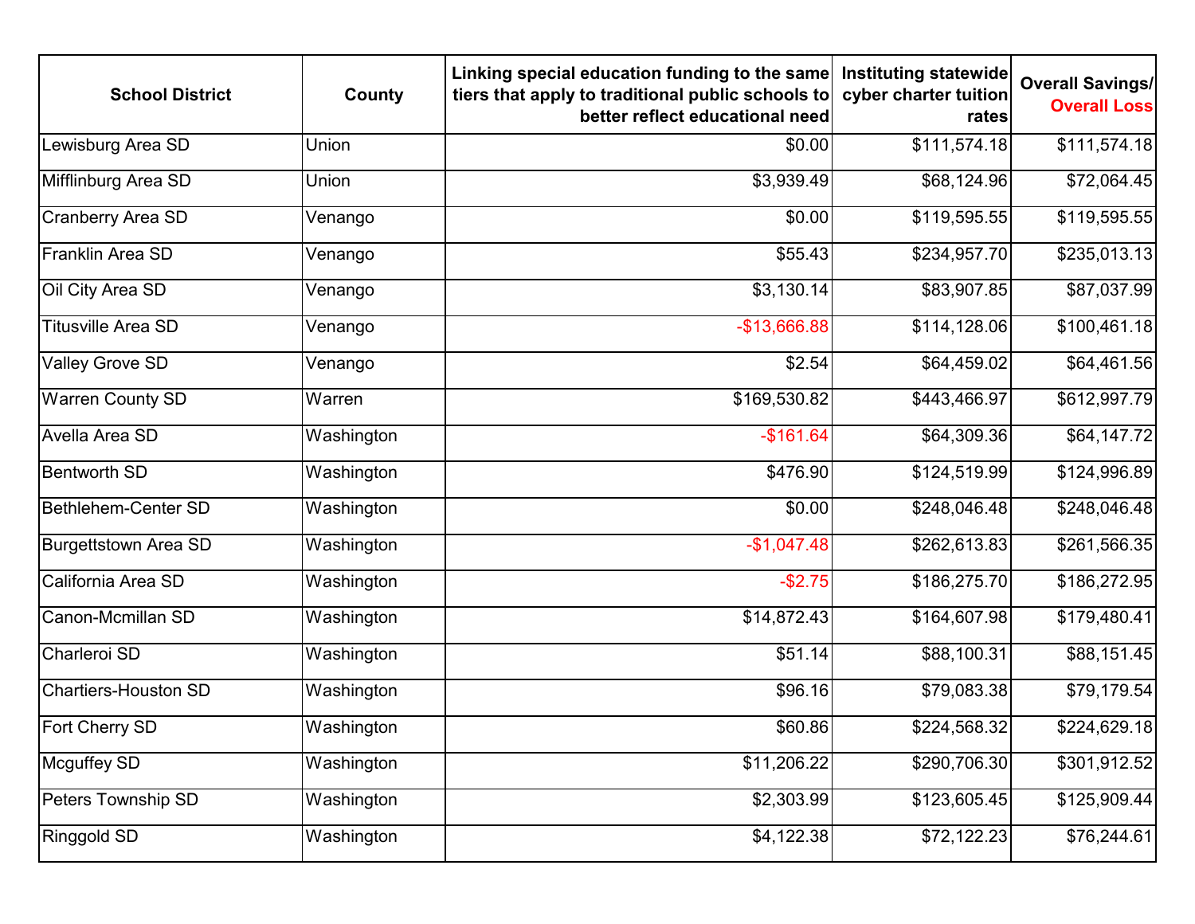| School District | County | Linking special education funding to the same tiers that apply to traditional public schools to better reflect educational need | Instituting statewide cyber charter tuition rates | Overall Savings/ Overall Loss |
|---|---|---|---|---|
| Lewisburg Area SD | Union | $0.00 | $111,574.18 | $111,574.18 |
| Mifflinburg Area SD | Union | $3,939.49 | $68,124.96 | $72,064.45 |
| Cranberry Area SD | Venango | $0.00 | $119,595.55 | $119,595.55 |
| Franklin Area SD | Venango | $55.43 | $234,957.70 | $235,013.13 |
| Oil City Area SD | Venango | $3,130.14 | $83,907.85 | $87,037.99 |
| Titusville Area SD | Venango | -$13,666.88 | $114,128.06 | $100,461.18 |
| Valley Grove SD | Venango | $2.54 | $64,459.02 | $64,461.56 |
| Warren County SD | Warren | $169,530.82 | $443,466.97 | $612,997.79 |
| Avella Area SD | Washington | -$161.64 | $64,309.36 | $64,147.72 |
| Bentworth SD | Washington | $476.90 | $124,519.99 | $124,996.89 |
| Bethlehem-Center SD | Washington | $0.00 | $248,046.48 | $248,046.48 |
| Burgettstown Area SD | Washington | -$1,047.48 | $262,613.83 | $261,566.35 |
| California Area SD | Washington | -$2.75 | $186,275.70 | $186,272.95 |
| Canon-Mcmillan SD | Washington | $14,872.43 | $164,607.98 | $179,480.41 |
| Charleroi SD | Washington | $51.14 | $88,100.31 | $88,151.45 |
| Chartiers-Houston SD | Washington | $96.16 | $79,083.38 | $79,179.54 |
| Fort Cherry SD | Washington | $60.86 | $224,568.32 | $224,629.18 |
| Mcguffey SD | Washington | $11,206.22 | $290,706.30 | $301,912.52 |
| Peters Township SD | Washington | $2,303.99 | $123,605.45 | $125,909.44 |
| Ringgold SD | Washington | $4,122.38 | $72,122.23 | $76,244.61 |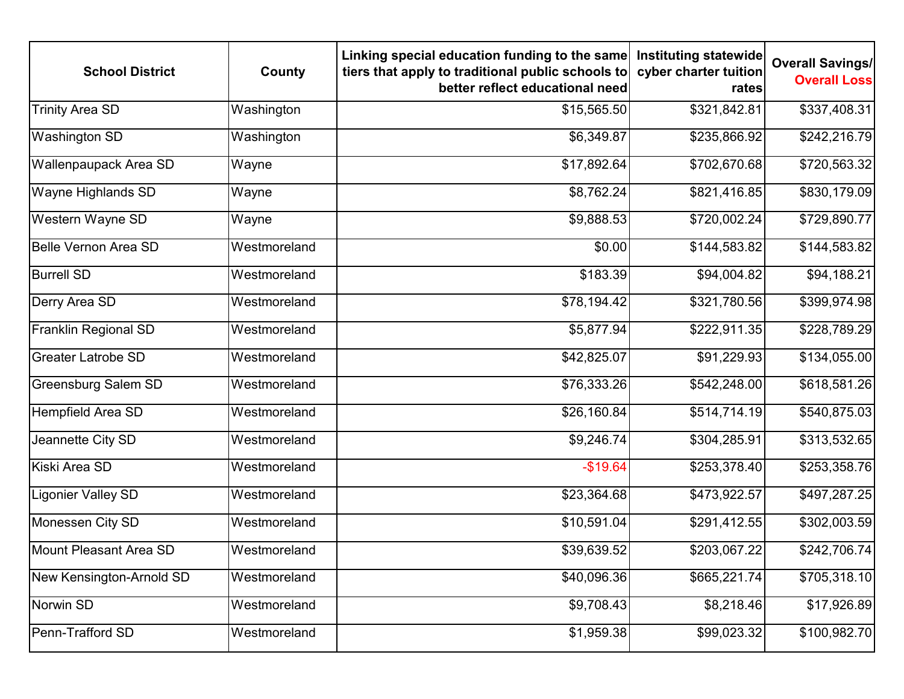| School District | County | Linking special education funding to the same tiers that apply to traditional public schools to better reflect educational need | Instituting statewide cyber charter tuition rates | Overall Savings/ Overall Loss |
|---|---|---|---|---|
| Trinity Area SD | Washington | $15,565.50 | $321,842.81 | $337,408.31 |
| Washington SD | Washington | $6,349.87 | $235,866.92 | $242,216.79 |
| Wallenpaupack Area SD | Wayne | $17,892.64 | $702,670.68 | $720,563.32 |
| Wayne Highlands SD | Wayne | $8,762.24 | $821,416.85 | $830,179.09 |
| Western Wayne SD | Wayne | $9,888.53 | $720,002.24 | $729,890.77 |
| Belle Vernon Area SD | Westmoreland | $0.00 | $144,583.82 | $144,583.82 |
| Burrell SD | Westmoreland | $183.39 | $94,004.82 | $94,188.21 |
| Derry Area SD | Westmoreland | $78,194.42 | $321,780.56 | $399,974.98 |
| Franklin Regional SD | Westmoreland | $5,877.94 | $222,911.35 | $228,789.29 |
| Greater Latrobe SD | Westmoreland | $42,825.07 | $91,229.93 | $134,055.00 |
| Greensburg Salem SD | Westmoreland | $76,333.26 | $542,248.00 | $618,581.26 |
| Hempfield Area SD | Westmoreland | $26,160.84 | $514,714.19 | $540,875.03 |
| Jeannette City SD | Westmoreland | $9,246.74 | $304,285.91 | $313,532.65 |
| Kiski Area SD | Westmoreland | -$19.64 | $253,378.40 | $253,358.76 |
| Ligonier Valley SD | Westmoreland | $23,364.68 | $473,922.57 | $497,287.25 |
| Monessen City SD | Westmoreland | $10,591.04 | $291,412.55 | $302,003.59 |
| Mount Pleasant Area SD | Westmoreland | $39,639.52 | $203,067.22 | $242,706.74 |
| New Kensington-Arnold SD | Westmoreland | $40,096.36 | $665,221.74 | $705,318.10 |
| Norwin SD | Westmoreland | $9,708.43 | $8,218.46 | $17,926.89 |
| Penn-Trafford SD | Westmoreland | $1,959.38 | $99,023.32 | $100,982.70 |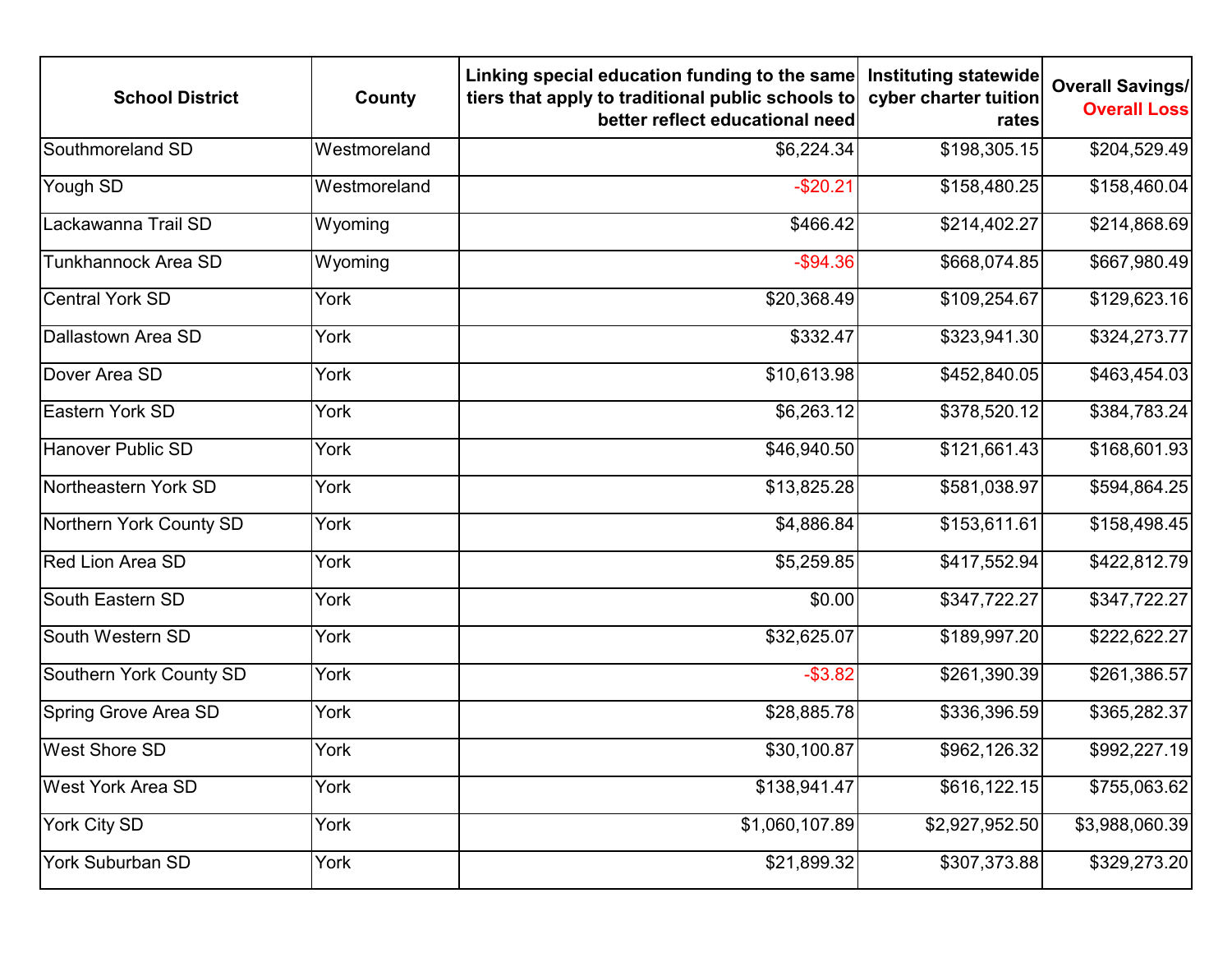| School District | County | Linking special education funding to the same tiers that apply to traditional public schools to better reflect educational need | Instituting statewide cyber charter tuition rates | Overall Savings/ Overall Loss |
|---|---|---|---|---|
| Southmoreland SD | Westmoreland | $6,224.34 | $198,305.15 | $204,529.49 |
| Yough SD | Westmoreland | -$20.21 | $158,480.25 | $158,460.04 |
| Lackawanna Trail SD | Wyoming | $466.42 | $214,402.27 | $214,868.69 |
| Tunkhannock Area SD | Wyoming | -$94.36 | $668,074.85 | $667,980.49 |
| Central York SD | York | $20,368.49 | $109,254.67 | $129,623.16 |
| Dallastown Area SD | York | $332.47 | $323,941.30 | $324,273.77 |
| Dover Area SD | York | $10,613.98 | $452,840.05 | $463,454.03 |
| Eastern York SD | York | $6,263.12 | $378,520.12 | $384,783.24 |
| Hanover Public SD | York | $46,940.50 | $121,661.43 | $168,601.93 |
| Northeastern York SD | York | $13,825.28 | $581,038.97 | $594,864.25 |
| Northern York County SD | York | $4,886.84 | $153,611.61 | $158,498.45 |
| Red Lion Area SD | York | $5,259.85 | $417,552.94 | $422,812.79 |
| South Eastern SD | York | $0.00 | $347,722.27 | $347,722.27 |
| South Western SD | York | $32,625.07 | $189,997.20 | $222,622.27 |
| Southern York County SD | York | -$3.82 | $261,390.39 | $261,386.57 |
| Spring Grove Area SD | York | $28,885.78 | $336,396.59 | $365,282.37 |
| West Shore SD | York | $30,100.87 | $962,126.32 | $992,227.19 |
| West York Area SD | York | $138,941.47 | $616,122.15 | $755,063.62 |
| York City SD | York | $1,060,107.89 | $2,927,952.50 | $3,988,060.39 |
| York Suburban SD | York | $21,899.32 | $307,373.88 | $329,273.20 |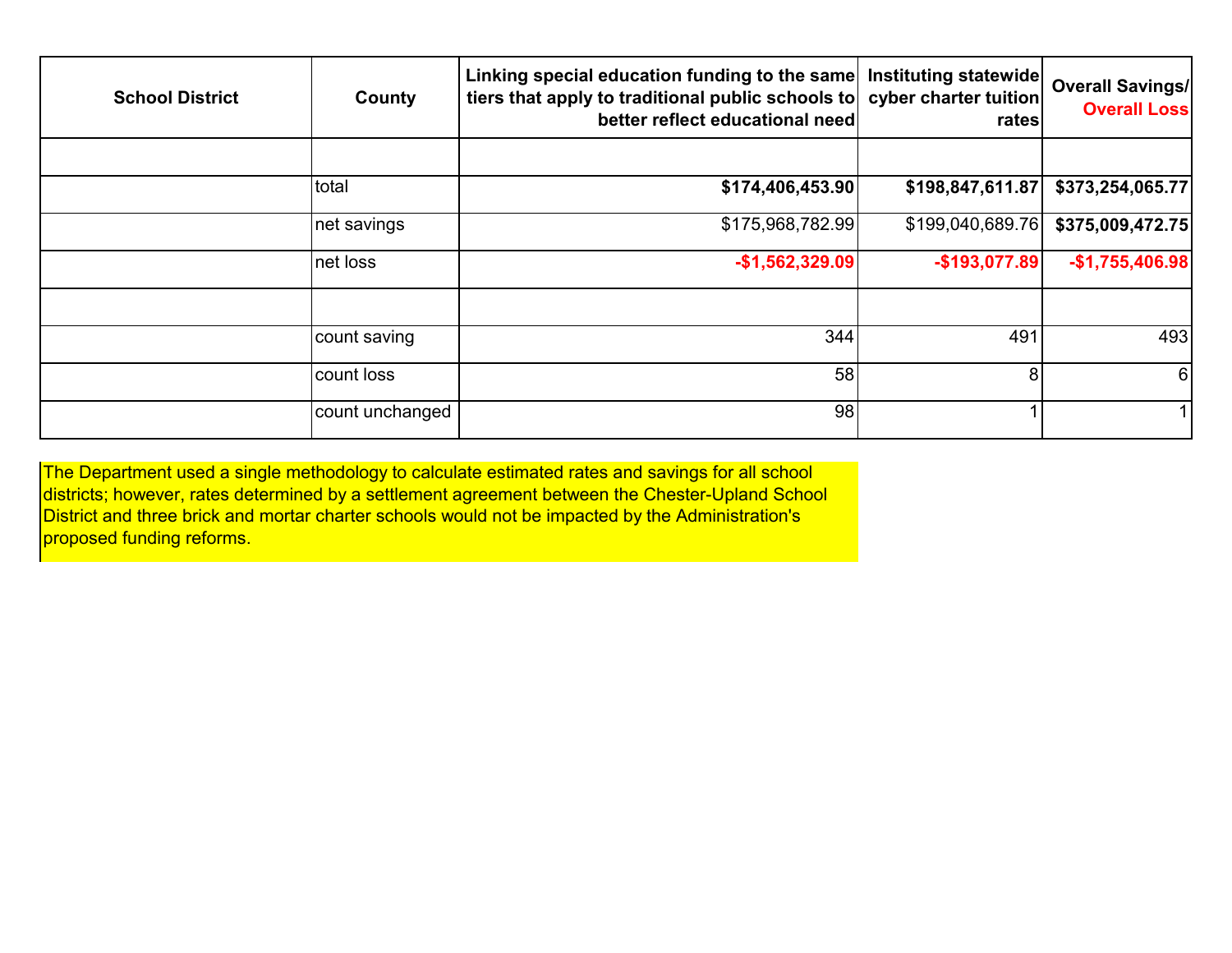| School District | County | Linking special education funding to the same tiers that apply to traditional public schools to better reflect educational need | Instituting statewide cyber charter tuition rates | Overall Savings/ Overall Loss |
|---|---|---|---|---|
| | | | | |
| | total | **$174,406,453.90** | **$198,847,611.87** | **$373,254,065.77** |
| | net savings | $175,968,782.99 | $199,040,689.76 | **$375,009,472.75** |
| | net loss | **-$1,562,329.09** | **-$193,077.89** | **-$1,755,406.98** |
| | | | | |
| | count saving | 344 | 491 | 493 |
| | count loss | 58 | 8 | 6 |
| | count unchanged | 98 | 1 | 1 |

The Department used a single methodology to calculate estimated rates and savings for all school districts; however, rates determined by a settlement agreement between the Chester-Upland School District and three brick and mortar charter schools would not be impacted by the Administration's proposed funding reforms.